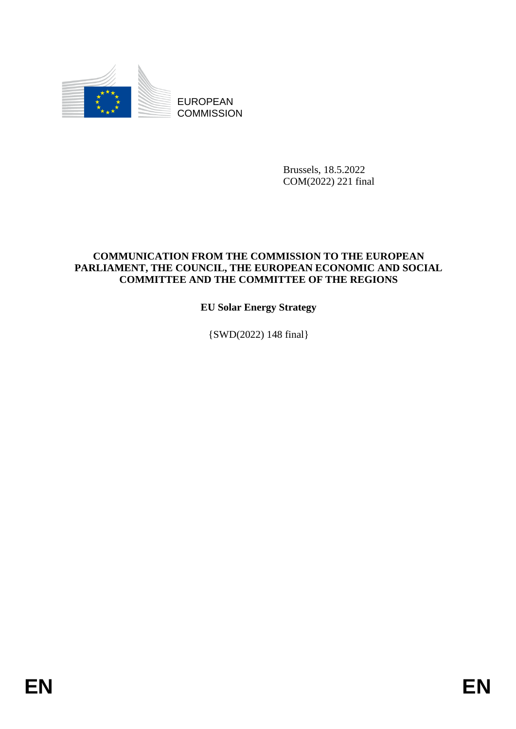EUROPEAN COMMISSION

Brussels, 18.5.2022
COM(2022) 221 final

**COMMUNICATION FROM THE COMMISSION TO THE EUROPEAN PARLIAMENT, THE COUNCIL, THE EUROPEAN ECONOMIC AND SOCIAL COMMITTEE AND THE COMMITTEE OF THE REGIONS**

# EU Solar Energy Strategy

{SWD(2022) 148 final}

EN EN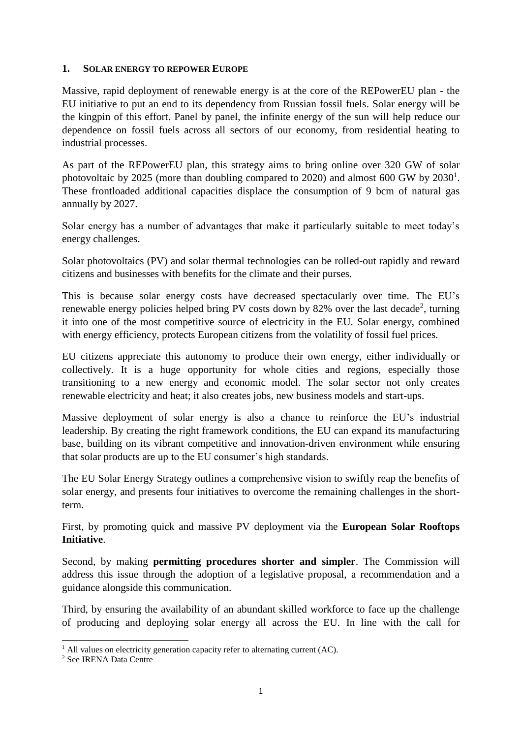## 1. SOLAR ENERGY TO REPOWER EUROPE

Massive, rapid deployment of renewable energy is at the core of the REPowerEU plan - the EU initiative to put an end to its dependency from Russian fossil fuels. Solar energy will be the kingpin of this effort. Panel by panel, the infinite energy of the sun will help reduce our dependence on fossil fuels across all sectors of our economy, from residential heating to industrial processes.

As part of the REPowerEU plan, this strategy aims to bring online over 320 GW of solar photovoltaic by 2025 (more than doubling compared to 2020) and almost 600 GW by 2030[1]. These frontloaded additional capacities displace the consumption of 9 bcm of natural gas annually by 2027.

Solar energy has a number of advantages that make it particularly suitable to meet today's energy challenges.

Solar photovoltaics (PV) and solar thermal technologies can be rolled-out rapidly and reward citizens and businesses with benefits for the climate and their purses.

This is because solar energy costs have decreased spectacularly over time. The EU's renewable energy policies helped bring PV costs down by 82% over the last decade[2], turning it into one of the most competitive source of electricity in the EU. Solar energy, combined with energy efficiency, protects European citizens from the volatility of fossil fuel prices.

EU citizens appreciate this autonomy to produce their own energy, either individually or collectively. It is a huge opportunity for whole cities and regions, especially those transitioning to a new energy and economic model. The solar sector not only creates renewable electricity and heat; it also creates jobs, new business models and start-ups.

Massive deployment of solar energy is also a chance to reinforce the EU's industrial leadership. By creating the right framework conditions, the EU can expand its manufacturing base, building on its vibrant competitive and innovation-driven environment while ensuring that solar products are up to the EU consumer's high standards.

The EU Solar Energy Strategy outlines a comprehensive vision to swiftly reap the benefits of solar energy, and presents four initiatives to overcome the remaining challenges in the short-term.

First, by promoting quick and massive PV deployment via the **European Solar Rooftops Initiative**.

Second, by making **permitting procedures shorter and simpler**. The Commission will address this issue through the adoption of a legislative proposal, a recommendation and a guidance alongside this communication.

Third, by ensuring the availability of an abundant skilled workforce to face up the challenge of producing and deploying solar energy all across the EU. In line with the call for

---

[1] All values on electricity generation capacity refer to alternating current (AC).

[2] See IRENA Data Centre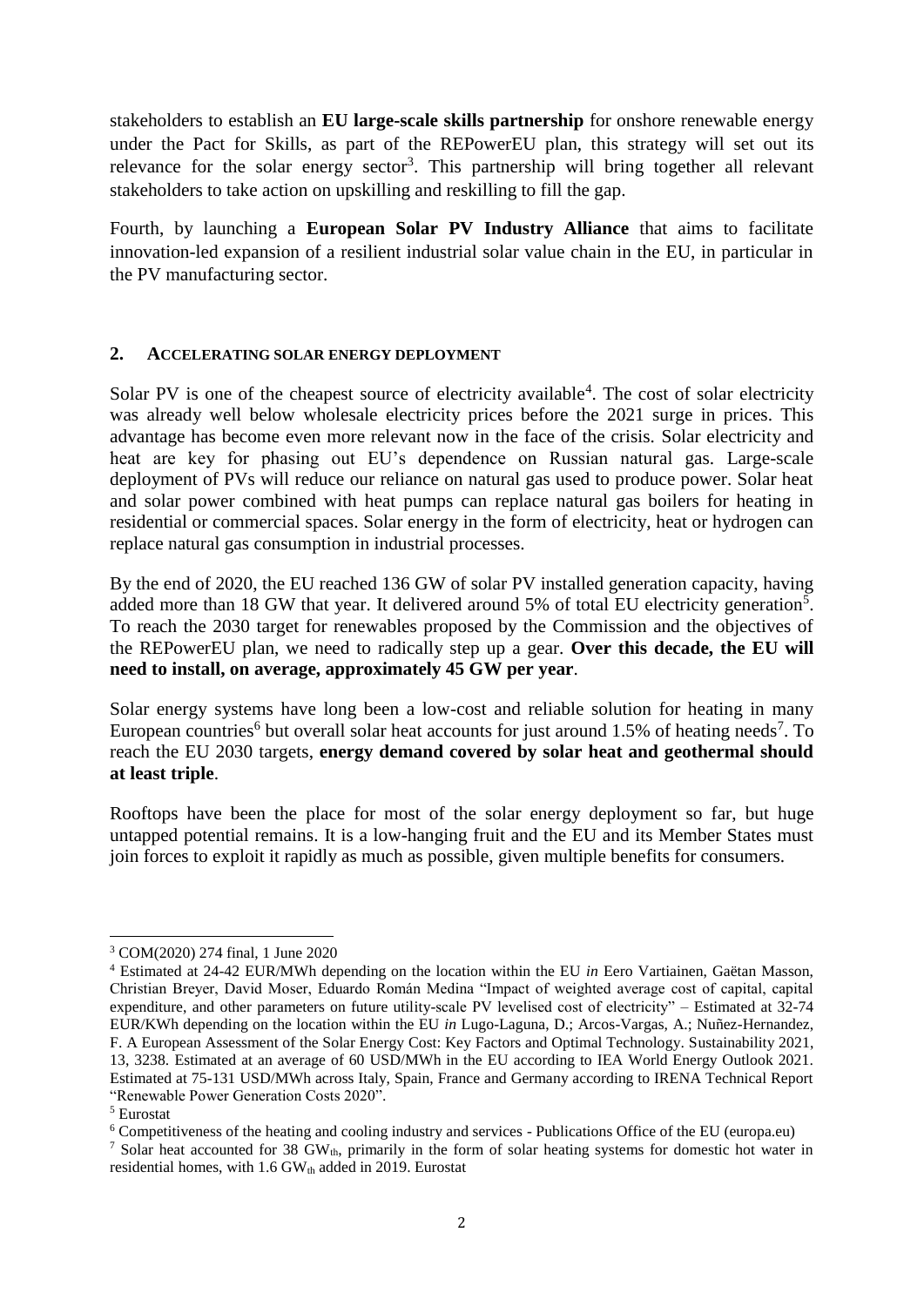stakeholders to establish an **EU large-scale skills partnership** for onshore renewable energy under the Pact for Skills, as part of the REPowerEU plan, this strategy will set out its relevance for the solar energy sector[3]. This partnership will bring together all relevant stakeholders to take action on upskilling and reskilling to fill the gap.

Fourth, by launching a **European Solar PV Industry Alliance** that aims to facilitate innovation-led expansion of a resilient industrial solar value chain in the EU, in particular in the PV manufacturing sector.

## 2. ACCELERATING SOLAR ENERGY DEPLOYMENT

Solar PV is one of the cheapest source of electricity available[4]. The cost of solar electricity was already well below wholesale electricity prices before the 2021 surge in prices. This advantage has become even more relevant now in the face of the crisis. Solar electricity and heat are key for phasing out EU's dependence on Russian natural gas. Large-scale deployment of PVs will reduce our reliance on natural gas used to produce power. Solar heat and solar power combined with heat pumps can replace natural gas boilers for heating in residential or commercial spaces. Solar energy in the form of electricity, heat or hydrogen can replace natural gas consumption in industrial processes.

By the end of 2020, the EU reached 136 GW of solar PV installed generation capacity, having added more than 18 GW that year. It delivered around 5% of total EU electricity generation[5]. To reach the 2030 target for renewables proposed by the Commission and the objectives of the REPowerEU plan, we need to radically step up a gear. **Over this decade, the EU will need to install, on average, approximately 45 GW per year**.

Solar energy systems have long been a low-cost and reliable solution for heating in many European countries[6] but overall solar heat accounts for just around 1.5% of heating needs[7]. To reach the EU 2030 targets, **energy demand covered by solar heat and geothermal should at least triple**.

Rooftops have been the place for most of the solar energy deployment so far, but huge untapped potential remains. It is a low-hanging fruit and the EU and its Member States must join forces to exploit it rapidly as much as possible, given multiple benefits for consumers.

---

[3] COM(2020) 274 final, 1 June 2020

[4] Estimated at 24-42 EUR/MWh depending on the location within the EU *in* Eero Vartiainen, Gaëtan Masson, Christian Breyer, David Moser, Eduardo Román Medina "Impact of weighted average cost of capital, capital expenditure, and other parameters on future utility-scale PV levelised cost of electricity" – Estimated at 32-74 EUR/KWh depending on the location within the EU *in* Lugo-Laguna, D.; Arcos-Vargas, A.; Nuñez-Hernandez, F. A European Assessment of the Solar Energy Cost: Key Factors and Optimal Technology. Sustainability 2021, 13, 3238. Estimated at an average of 60 USD/MWh in the EU according to IEA World Energy Outlook 2021. Estimated at 75-131 USD/MWh across Italy, Spain, France and Germany according to IRENA Technical Report "Renewable Power Generation Costs 2020".

[5] Eurostat

[6] Competitiveness of the heating and cooling industry and services - Publications Office of the EU (europa.eu)

[7] Solar heat accounted for 38 $GW_{th}$, primarily in the form of solar heating systems for domestic hot water in residential homes, with 1.6 $GW_{th}$ added in 2019. Eurostat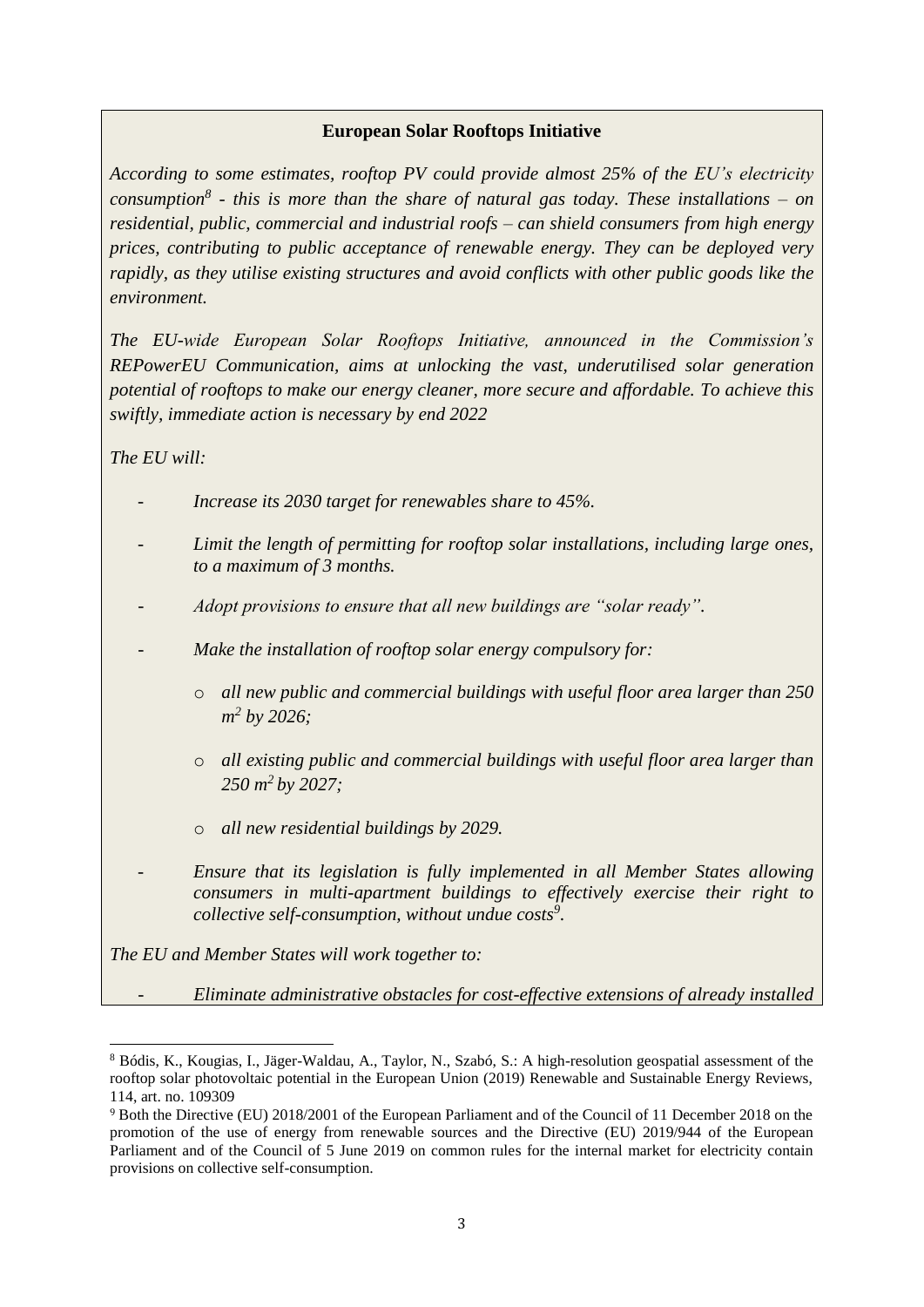**European Solar Rooftops Initiative**

*According to some estimates, rooftop PV could provide almost 25% of the EU's electricity consumption*[8] *- this is more than the share of natural gas today. These installations – on residential, public, commercial and industrial roofs – can shield consumers from high energy prices, contributing to public acceptance of renewable energy. They can be deployed very rapidly, as they utilise existing structures and avoid conflicts with other public goods like the environment.*

*The EU-wide European Solar Rooftops Initiative, announced in the Commission's REPowerEU Communication, aims at unlocking the vast, underutilised solar generation potential of rooftops to make our energy cleaner, more secure and affordable. To achieve this swiftly, immediate action is necessary by end 2022*

*The EU will:*

- *Increase its 2030 target for renewables share to 45%.*
- *Limit the length of permitting for rooftop solar installations, including large ones, to a maximum of 3 months.*
- *Adopt provisions to ensure that all new buildings are "solar ready".*
- *Make the installation of rooftop solar energy compulsory for:*
    - *all new public and commercial buildings with useful floor area larger than 250 $m^2$ by 2026;*
    - *all existing public and commercial buildings with useful floor area larger than 250 $m^2$ by 2027;*
    - *all new residential buildings by 2029.*
- *Ensure that its legislation is fully implemented in all Member States allowing consumers in multi-apartment buildings to effectively exercise their right to collective self-consumption, without undue costs*[9]*.*

*The EU and Member States will work together to:*

- *Eliminate administrative obstacles for cost-effective extensions of already installed*

---

[8] Bódis, K., Kougias, I., Jäger-Waldau, A., Taylor, N., Szabó, S.: A high-resolution geospatial assessment of the rooftop solar photovoltaic potential in the European Union (2019) Renewable and Sustainable Energy Reviews, 114, art. no. 109309

[9] Both the Directive (EU) 2018/2001 of the European Parliament and of the Council of 11 December 2018 on the promotion of the use of energy from renewable sources and the Directive (EU) 2019/944 of the European Parliament and of the Council of 5 June 2019 on common rules for the internal market for electricity contain provisions on collective self-consumption.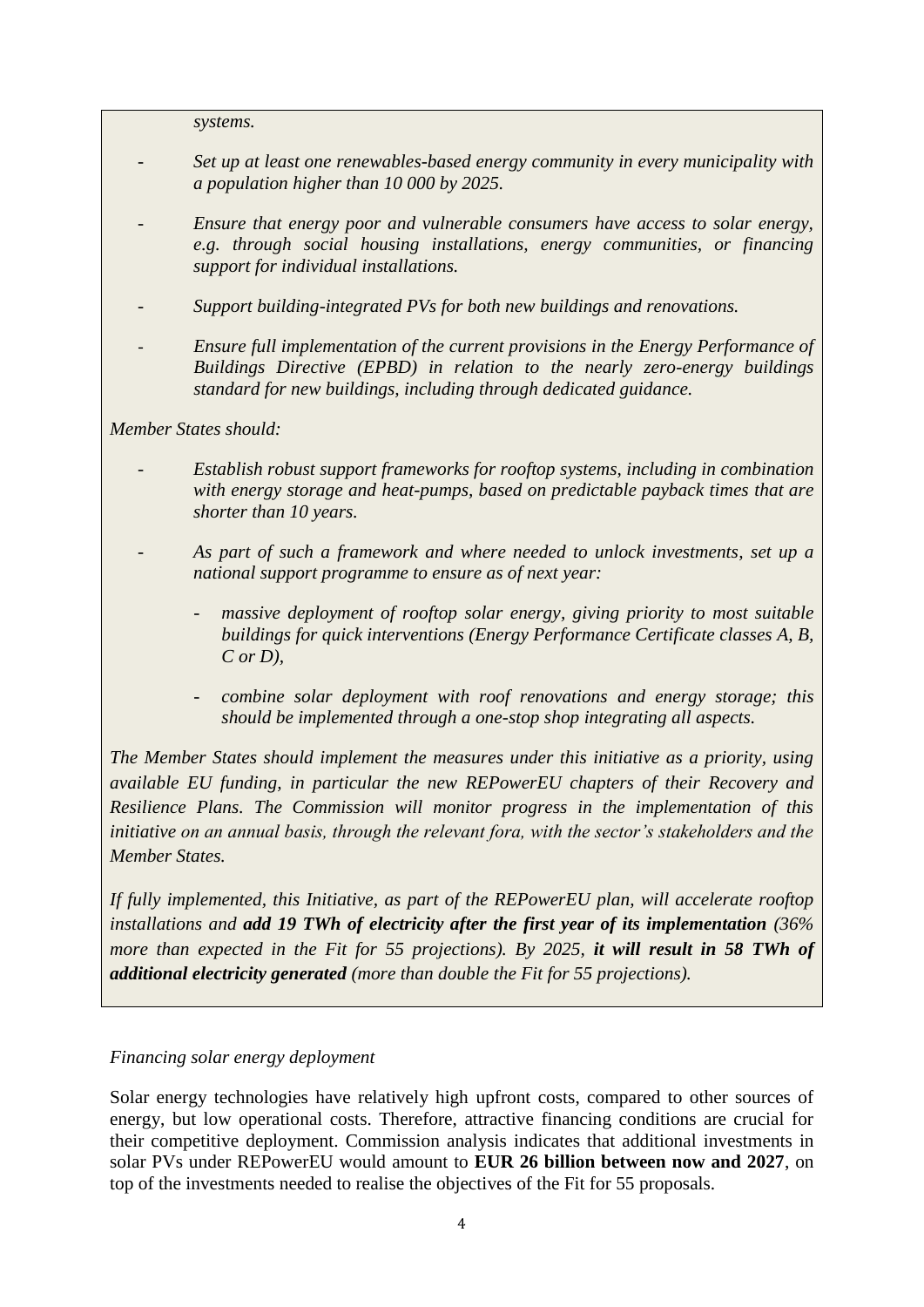*systems.*

- *Set up at least one renewables-based energy community in every municipality with a population higher than 10 000 by 2025.*
- *Ensure that energy poor and vulnerable consumers have access to solar energy, e.g. through social housing installations, energy communities, or financing support for individual installations.*
- *Support building-integrated PVs for both new buildings and renovations.*
- *Ensure full implementation of the current provisions in the Energy Performance of Buildings Directive (EPBD) in relation to the nearly zero-energy buildings standard for new buildings, including through dedicated guidance.*

*Member States should:*

- *Establish robust support frameworks for rooftop systems, including in combination with energy storage and heat-pumps, based on predictable payback times that are shorter than 10 years.*
- *As part of such a framework and where needed to unlock investments, set up a national support programme to ensure as of next year:*
  - *massive deployment of rooftop solar energy, giving priority to most suitable buildings for quick interventions (Energy Performance Certificate classes A, B, C or D),*
  - *combine solar deployment with roof renovations and energy storage; this should be implemented through a one-stop shop integrating all aspects.*

*The Member States should implement the measures under this initiative as a priority, using available EU funding, in particular the new REPowerEU chapters of their Recovery and Resilience Plans. The Commission will monitor progress in the implementation of this initiative on an annual basis, through the relevant fora, with the sector's stakeholders and the Member States.*

*If fully implemented, this Initiative, as part of the REPowerEU plan, will accelerate rooftop installations and **add 19 TWh of electricity after the first year of its implementation** (36% more than expected in the Fit for 55 projections). By 2025, **it will result in 58 TWh of additional electricity generated** (more than double the Fit for 55 projections).*

*Financing solar energy deployment*

Solar energy technologies have relatively high upfront costs, compared to other sources of energy, but low operational costs. Therefore, attractive financing conditions are crucial for their competitive deployment. Commission analysis indicates that additional investments in solar PVs under REPowerEU would amount to **EUR 26 billion between now and 2027**, on top of the investments needed to realise the objectives of the Fit for 55 proposals.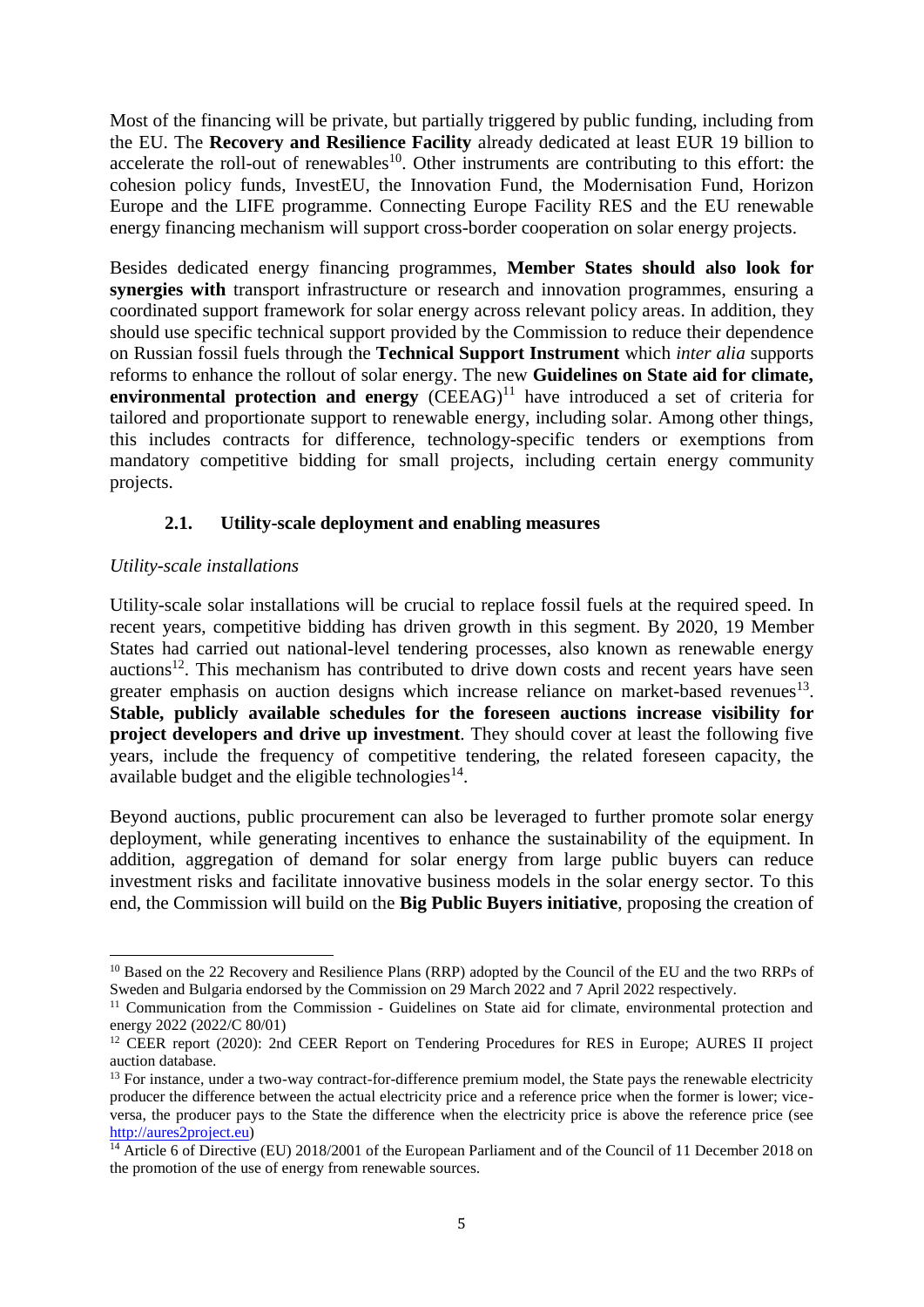Most of the financing will be private, but partially triggered by public funding, including from the EU. The **Recovery and Resilience Facility** already dedicated at least EUR 19 billion to accelerate the roll-out of renewables[10]. Other instruments are contributing to this effort: the cohesion policy funds, InvestEU, the Innovation Fund, the Modernisation Fund, Horizon Europe and the LIFE programme. Connecting Europe Facility RES and the EU renewable energy financing mechanism will support cross-border cooperation on solar energy projects.

Besides dedicated energy financing programmes, **Member States should also look for synergies with** transport infrastructure or research and innovation programmes, ensuring a coordinated support framework for solar energy across relevant policy areas. In addition, they should use specific technical support provided by the Commission to reduce their dependence on Russian fossil fuels through the **Technical Support Instrument** which *inter alia* supports reforms to enhance the rollout of solar energy. The new **Guidelines on State aid for climate, environmental protection and energy** (CEEAG)[11] have introduced a set of criteria for tailored and proportionate support to renewable energy, including solar. Among other things, this includes contracts for difference, technology-specific tenders or exemptions from mandatory competitive bidding for small projects, including certain energy community projects.

### 2.1. Utility-scale deployment and enabling measures

*Utility-scale installations*

Utility-scale solar installations will be crucial to replace fossil fuels at the required speed. In recent years, competitive bidding has driven growth in this segment. By 2020, 19 Member States had carried out national-level tendering processes, also known as renewable energy auctions[12]. This mechanism has contributed to drive down costs and recent years have seen greater emphasis on auction designs which increase reliance on market-based revenues[13]. **Stable, publicly available schedules for the foreseen auctions increase visibility for project developers and drive up investment**. They should cover at least the following five years, include the frequency of competitive tendering, the related foreseen capacity, the available budget and the eligible technologies[14].

Beyond auctions, public procurement can also be leveraged to further promote solar energy deployment, while generating incentives to enhance the sustainability of the equipment. In addition, aggregation of demand for solar energy from large public buyers can reduce investment risks and facilitate innovative business models in the solar energy sector. To this end, the Commission will build on the **Big Public Buyers initiative**, proposing the creation of

---

[10] Based on the 22 Recovery and Resilience Plans (RRP) adopted by the Council of the EU and the two RRPs of Sweden and Bulgaria endorsed by the Commission on 29 March 2022 and 7 April 2022 respectively.

[11] Communication from the Commission - Guidelines on State aid for climate, environmental protection and energy 2022 (2022/C 80/01)

[12] CEER report (2020): 2nd CEER Report on Tendering Procedures for RES in Europe; AURES II project auction database.

[13] For instance, under a two-way contract-for-difference premium model, the State pays the renewable electricity producer the difference between the actual electricity price and a reference price when the former is lower; vice-versa, the producer pays to the State the difference when the electricity price is above the reference price (see http://aures2project.eu)

[14] Article 6 of Directive (EU) 2018/2001 of the European Parliament and of the Council of 11 December 2018 on the promotion of the use of energy from renewable sources.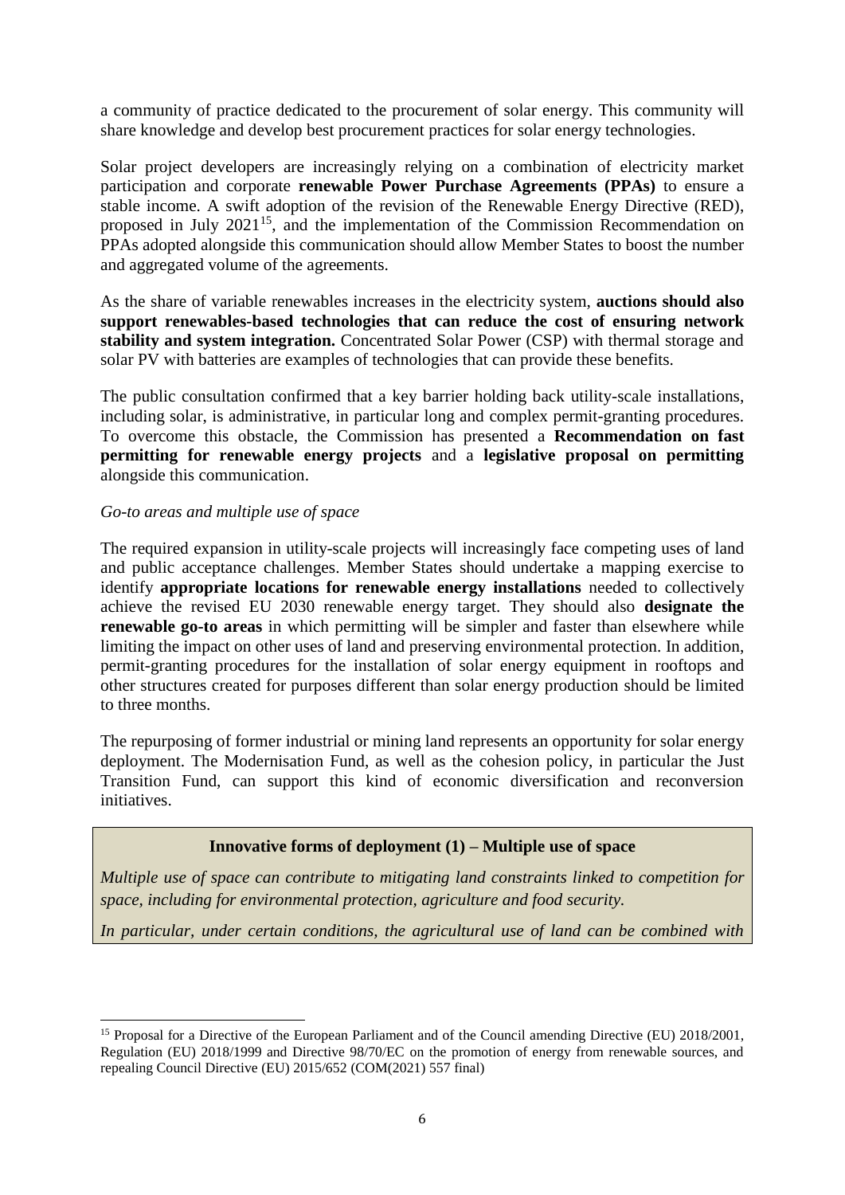a community of practice dedicated to the procurement of solar energy. This community will share knowledge and develop best procurement practices for solar energy technologies.

Solar project developers are increasingly relying on a combination of electricity market participation and corporate **renewable Power Purchase Agreements (PPAs)** to ensure a stable income. A swift adoption of the revision of the Renewable Energy Directive (RED), proposed in July 2021[15], and the implementation of the Commission Recommendation on PPAs adopted alongside this communication should allow Member States to boost the number and aggregated volume of the agreements.

As the share of variable renewables increases in the electricity system, **auctions should also support renewables-based technologies that can reduce the cost of ensuring network stability and system integration.** Concentrated Solar Power (CSP) with thermal storage and solar PV with batteries are examples of technologies that can provide these benefits.

The public consultation confirmed that a key barrier holding back utility-scale installations, including solar, is administrative, in particular long and complex permit-granting procedures. To overcome this obstacle, the Commission has presented a **Recommendation on fast permitting for renewable energy projects** and a **legislative proposal on permitting** alongside this communication.

*Go-to areas and multiple use of space*

The required expansion in utility-scale projects will increasingly face competing uses of land and public acceptance challenges. Member States should undertake a mapping exercise to identify **appropriate locations for renewable energy installations** needed to collectively achieve the revised EU 2030 renewable energy target. They should also **designate the renewable go-to areas** in which permitting will be simpler and faster than elsewhere while limiting the impact on other uses of land and preserving environmental protection. In addition, permit-granting procedures for the installation of solar energy equipment in rooftops and other structures created for purposes different than solar energy production should be limited to three months.

The repurposing of former industrial or mining land represents an opportunity for solar energy deployment. The Modernisation Fund, as well as the cohesion policy, in particular the Just Transition Fund, can support this kind of economic diversification and reconversion initiatives.

**Innovative forms of deployment (1) – Multiple use of space**

*Multiple use of space can contribute to mitigating land constraints linked to competition for space, including for environmental protection, agriculture and food security.*

*In particular, under certain conditions, the agricultural use of land can be combined with*

[15] Proposal for a Directive of the European Parliament and of the Council amending Directive (EU) 2018/2001, Regulation (EU) 2018/1999 and Directive 98/70/EC on the promotion of energy from renewable sources, and repealing Council Directive (EU) 2015/652 (COM(2021) 557 final)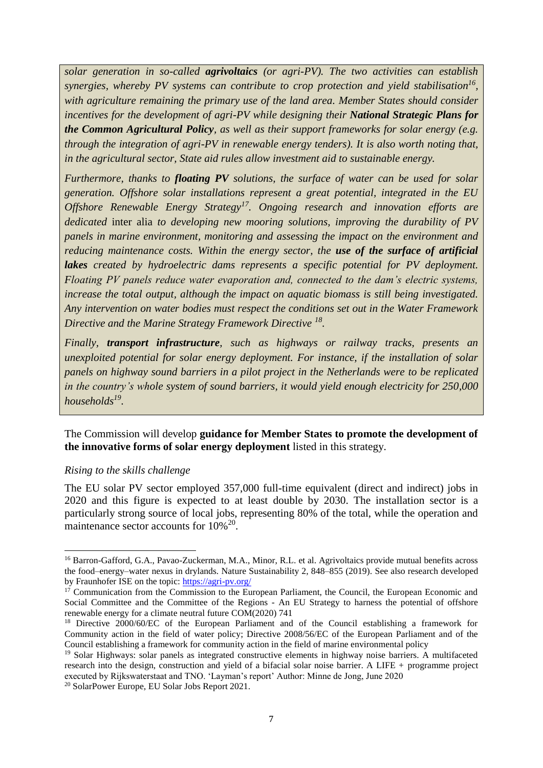*solar generation in so-called **agrivoltaics** (or agri-PV). The two activities can establish synergies, whereby PV systems can contribute to crop protection and yield stabilisation[16], with agriculture remaining the primary use of the land area. Member States should consider incentives for the development of agri-PV while designing their **National Strategic Plans for the Common Agricultural Policy**, as well as their support frameworks for solar energy (e.g. through the integration of agri-PV in renewable energy tenders). It is also worth noting that, in the agricultural sector, State aid rules allow investment aid to sustainable energy.*

*Furthermore, thanks to **floating PV** solutions, the surface of water can be used for solar generation. Offshore solar installations represent a great potential, integrated in the EU Offshore Renewable Energy Strategy[17]. Ongoing research and innovation efforts are dedicated* inter alia *to developing new mooring solutions, improving the durability of PV panels in marine environment, monitoring and assessing the impact on the environment and reducing maintenance costs. Within the energy sector, the **use of the surface of artificial lakes** created by hydroelectric dams represents a specific potential for PV deployment. Floating PV panels reduce water evaporation and, connected to the dam's electric systems, increase the total output, although the impact on aquatic biomass is still being investigated. Any intervention on water bodies must respect the conditions set out in the Water Framework Directive and the Marine Strategy Framework Directive [18].*

*Finally, **transport infrastructure**, such as highways or railway tracks, presents an unexploited potential for solar energy deployment. For instance, if the installation of solar panels on highway sound barriers in a pilot project in the Netherlands were to be replicated in the country's whole system of sound barriers, it would yield enough electricity for 250,000 households[19].*

The Commission will develop **guidance for Member States to promote the development of the innovative forms of solar energy deployment** listed in this strategy.

*Rising to the skills challenge*

The EU solar PV sector employed 357,000 full-time equivalent (direct and indirect) jobs in 2020 and this figure is expected to at least double by 2030. The installation sector is a particularly strong source of local jobs, representing 80% of the total, while the operation and maintenance sector accounts for 10%[20].

---

[16] Barron-Gafford, G.A., Pavao-Zuckerman, M.A., Minor, R.L. et al. Agrivoltaics provide mutual benefits across the food–energy–water nexus in drylands. Nature Sustainability 2, 848–855 (2019). See also research developed by Fraunhofer ISE on the topic: https://agri-pv.org/

[17] Communication from the Commission to the European Parliament, the Council, the European Economic and Social Committee and the Committee of the Regions - An EU Strategy to harness the potential of offshore renewable energy for a climate neutral future COM(2020) 741

[18] Directive 2000/60/EC of the European Parliament and of the Council establishing a framework for Community action in the field of water policy; Directive 2008/56/EC of the European Parliament and of the Council establishing a framework for community action in the field of marine environmental policy

[19] Solar Highways: solar panels as integrated constructive elements in highway noise barriers. A multifaceted research into the design, construction and yield of a bifacial solar noise barrier. A LIFE + programme project executed by Rijkswaterstaat and TNO. 'Layman's report' Author: Minne de Jong, June 2020

[20] SolarPower Europe, EU Solar Jobs Report 2021.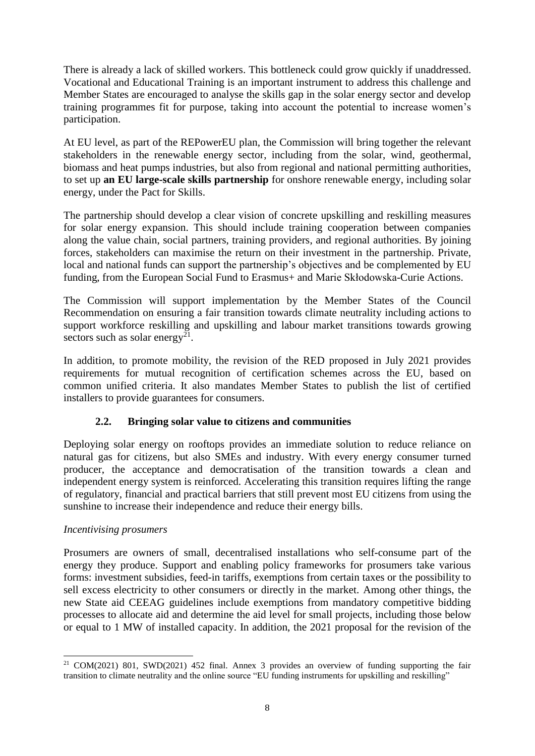There is already a lack of skilled workers. This bottleneck could grow quickly if unaddressed. Vocational and Educational Training is an important instrument to address this challenge and Member States are encouraged to analyse the skills gap in the solar energy sector and develop training programmes fit for purpose, taking into account the potential to increase women's participation.

At EU level, as part of the REPowerEU plan, the Commission will bring together the relevant stakeholders in the renewable energy sector, including from the solar, wind, geothermal, biomass and heat pumps industries, but also from regional and national permitting authorities, to set up **an EU large-scale skills partnership** for onshore renewable energy, including solar energy, under the Pact for Skills.

The partnership should develop a clear vision of concrete upskilling and reskilling measures for solar energy expansion. This should include training cooperation between companies along the value chain, social partners, training providers, and regional authorities. By joining forces, stakeholders can maximise the return on their investment in the partnership. Private, local and national funds can support the partnership's objectives and be complemented by EU funding, from the European Social Fund to Erasmus+ and Marie Skłodowska-Curie Actions.

The Commission will support implementation by the Member States of the Council Recommendation on ensuring a fair transition towards climate neutrality including actions to support workforce reskilling and upskilling and labour market transitions towards growing sectors such as solar energy[21].

In addition, to promote mobility, the revision of the RED proposed in July 2021 provides requirements for mutual recognition of certification schemes across the EU, based on common unified criteria. It also mandates Member States to publish the list of certified installers to provide guarantees for consumers.

### 2.2. Bringing solar value to citizens and communities

Deploying solar energy on rooftops provides an immediate solution to reduce reliance on natural gas for citizens, but also SMEs and industry. With every energy consumer turned producer, the acceptance and democratisation of the transition towards a clean and independent energy system is reinforced. Accelerating this transition requires lifting the range of regulatory, financial and practical barriers that still prevent most EU citizens from using the sunshine to increase their independence and reduce their energy bills.

*Incentivising prosumers*

Prosumers are owners of small, decentralised installations who self-consume part of the energy they produce. Support and enabling policy frameworks for prosumers take various forms: investment subsidies, feed-in tariffs, exemptions from certain taxes or the possibility to sell excess electricity to other consumers or directly in the market. Among other things, the new State aid CEEAG guidelines include exemptions from mandatory competitive bidding processes to allocate aid and determine the aid level for small projects, including those below or equal to 1 MW of installed capacity. In addition, the 2021 proposal for the revision of the

---

[21] COM(2021) 801, SWD(2021) 452 final. Annex 3 provides an overview of funding supporting the fair transition to climate neutrality and the online source "EU funding instruments for upskilling and reskilling"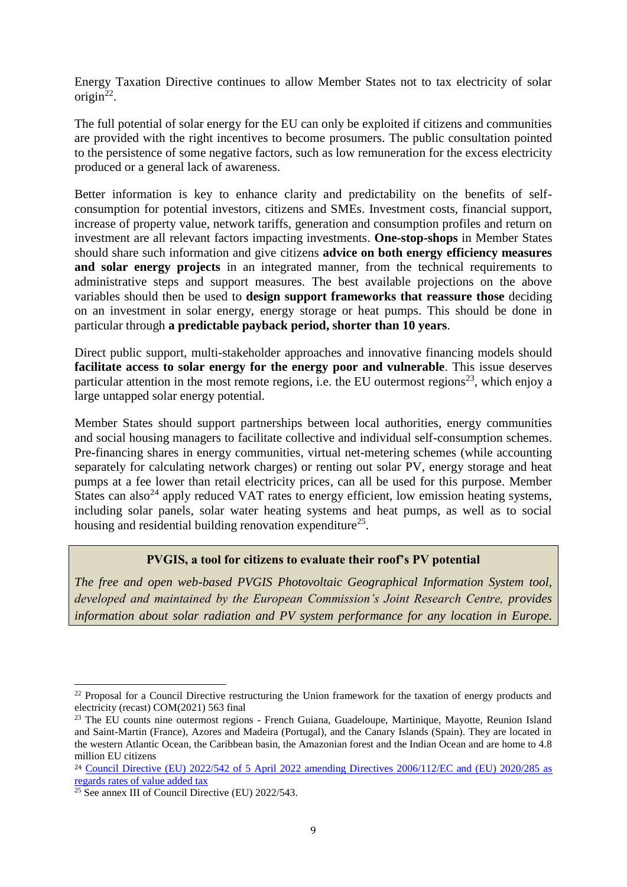Energy Taxation Directive continues to allow Member States not to tax electricity of solar origin[22].

The full potential of solar energy for the EU can only be exploited if citizens and communities are provided with the right incentives to become prosumers. The public consultation pointed to the persistence of some negative factors, such as low remuneration for the excess electricity produced or a general lack of awareness.

Better information is key to enhance clarity and predictability on the benefits of self-consumption for potential investors, citizens and SMEs. Investment costs, financial support, increase of property value, network tariffs, generation and consumption profiles and return on investment are all relevant factors impacting investments. **One-stop-shops** in Member States should share such information and give citizens **advice on both energy efficiency measures and solar energy projects** in an integrated manner, from the technical requirements to administrative steps and support measures. The best available projections on the above variables should then be used to **design support frameworks that reassure those** deciding on an investment in solar energy, energy storage or heat pumps. This should be done in particular through **a predictable payback period, shorter than 10 years**.

Direct public support, multi-stakeholder approaches and innovative financing models should **facilitate access to solar energy for the energy poor and vulnerable**. This issue deserves particular attention in the most remote regions, i.e. the EU outermost regions[23], which enjoy a large untapped solar energy potential.

Member States should support partnerships between local authorities, energy communities and social housing managers to facilitate collective and individual self-consumption schemes. Pre-financing shares in energy communities, virtual net-metering schemes (while accounting separately for calculating network charges) or renting out solar PV, energy storage and heat pumps at a fee lower than retail electricity prices, can all be used for this purpose. Member States can also[24] apply reduced VAT rates to energy efficient, low emission heating systems, including solar panels, solar water heating systems and heat pumps, as well as to social housing and residential building renovation expenditure[25].

**PVGIS, a tool for citizens to evaluate their roof's PV potential**

*The free and open web-based PVGIS Photovoltaic Geographical Information System tool, developed and maintained by the European Commission's Joint Research Centre, provides information about solar radiation and PV system performance for any location in Europe.*

---

[22] Proposal for a Council Directive restructuring the Union framework for the taxation of energy products and electricity (recast) COM(2021) 563 final

[23] The EU counts nine outermost regions - French Guiana, Guadeloupe, Martinique, Mayotte, Reunion Island and Saint-Martin (France), Azores and Madeira (Portugal), and the Canary Islands (Spain). They are located in the western Atlantic Ocean, the Caribbean basin, the Amazonian forest and the Indian Ocean and are home to 4.8 million EU citizens

[24] Council Directive (EU) 2022/542 of 5 April 2022 amending Directives 2006/112/EC and (EU) 2020/285 as regards rates of value added tax

[25] See annex III of Council Directive (EU) 2022/543.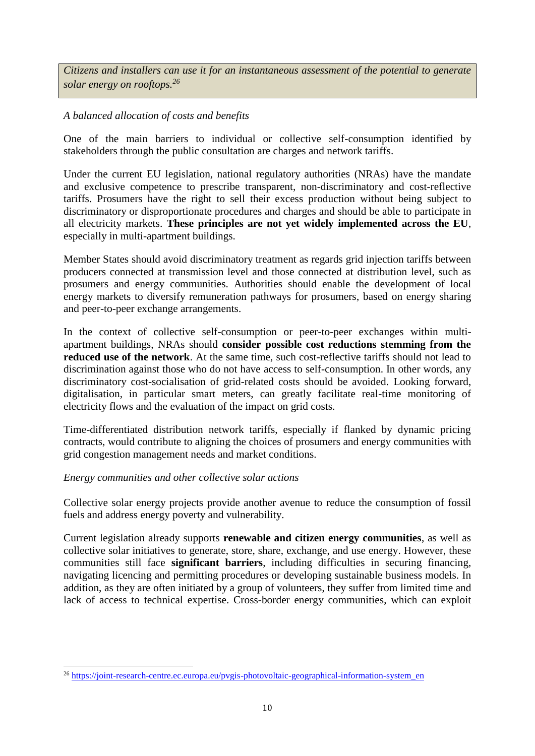*Citizens and installers can use it for an instantaneous assessment of the potential to generate solar energy on rooftops.*[26]

*A balanced allocation of costs and benefits*

One of the main barriers to individual or collective self-consumption identified by stakeholders through the public consultation are charges and network tariffs.

Under the current EU legislation, national regulatory authorities (NRAs) have the mandate and exclusive competence to prescribe transparent, non-discriminatory and cost-reflective tariffs. Prosumers have the right to sell their excess production without being subject to discriminatory or disproportionate procedures and charges and should be able to participate in all electricity markets. **These principles are not yet widely implemented across the EU**, especially in multi-apartment buildings.

Member States should avoid discriminatory treatment as regards grid injection tariffs between producers connected at transmission level and those connected at distribution level, such as prosumers and energy communities. Authorities should enable the development of local energy markets to diversify remuneration pathways for prosumers, based on energy sharing and peer-to-peer exchange arrangements.

In the context of collective self-consumption or peer-to-peer exchanges within multi-apartment buildings, NRAs should **consider possible cost reductions stemming from the reduced use of the network**. At the same time, such cost-reflective tariffs should not lead to discrimination against those who do not have access to self-consumption. In other words, any discriminatory cost-socialisation of grid-related costs should be avoided. Looking forward, digitalisation, in particular smart meters, can greatly facilitate real-time monitoring of electricity flows and the evaluation of the impact on grid costs.

Time-differentiated distribution network tariffs, especially if flanked by dynamic pricing contracts, would contribute to aligning the choices of prosumers and energy communities with grid congestion management needs and market conditions.

*Energy communities and other collective solar actions*

Collective solar energy projects provide another avenue to reduce the consumption of fossil fuels and address energy poverty and vulnerability.

Current legislation already supports **renewable and citizen energy communities**, as well as collective solar initiatives to generate, store, share, exchange, and use energy. However, these communities still face **significant barriers**, including difficulties in securing financing, navigating licencing and permitting procedures or developing sustainable business models. In addition, as they are often initiated by a group of volunteers, they suffer from limited time and lack of access to technical expertise. Cross-border energy communities, which can exploit

[26] https://joint-research-centre.ec.europa.eu/pvgis-photovoltaic-geographical-information-system_en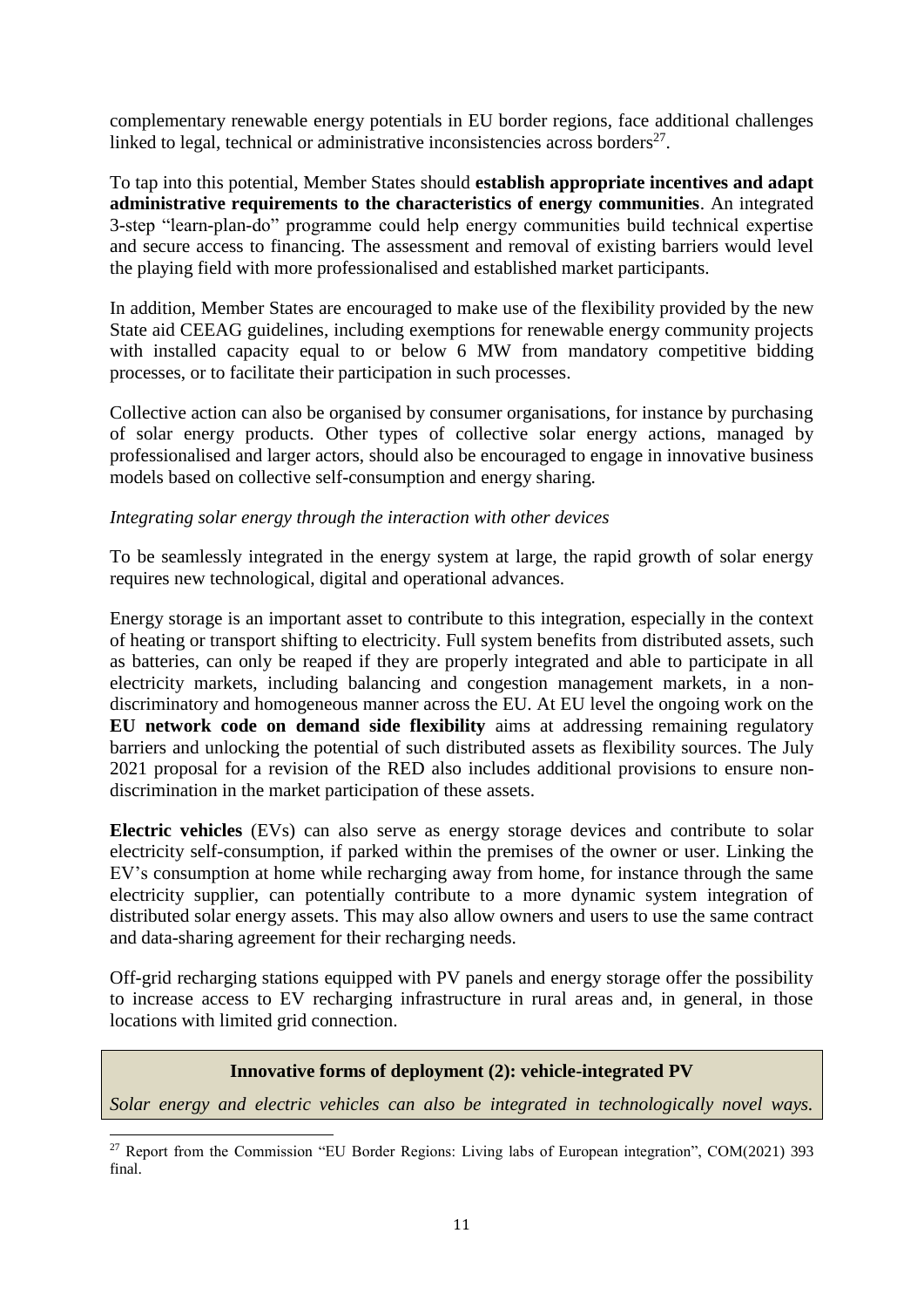complementary renewable energy potentials in EU border regions, face additional challenges linked to legal, technical or administrative inconsistencies across borders[27].

To tap into this potential, Member States should **establish appropriate incentives and adapt administrative requirements to the characteristics of energy communities**. An integrated 3-step "learn-plan-do" programme could help energy communities build technical expertise and secure access to financing. The assessment and removal of existing barriers would level the playing field with more professionalised and established market participants.

In addition, Member States are encouraged to make use of the flexibility provided by the new State aid CEEAG guidelines, including exemptions for renewable energy community projects with installed capacity equal to or below 6 MW from mandatory competitive bidding processes, or to facilitate their participation in such processes.

Collective action can also be organised by consumer organisations, for instance by purchasing of solar energy products. Other types of collective solar energy actions, managed by professionalised and larger actors, should also be encouraged to engage in innovative business models based on collective self-consumption and energy sharing.

*Integrating solar energy through the interaction with other devices*

To be seamlessly integrated in the energy system at large, the rapid growth of solar energy requires new technological, digital and operational advances.

Energy storage is an important asset to contribute to this integration, especially in the context of heating or transport shifting to electricity. Full system benefits from distributed assets, such as batteries, can only be reaped if they are properly integrated and able to participate in all electricity markets, including balancing and congestion management markets, in a non-discriminatory and homogeneous manner across the EU. At EU level the ongoing work on the **EU network code on demand side flexibility** aims at addressing remaining regulatory barriers and unlocking the potential of such distributed assets as flexibility sources. The July 2021 proposal for a revision of the RED also includes additional provisions to ensure non-discrimination in the market participation of these assets.

**Electric vehicles** (EVs) can also serve as energy storage devices and contribute to solar electricity self-consumption, if parked within the premises of the owner or user. Linking the EV's consumption at home while recharging away from home, for instance through the same electricity supplier, can potentially contribute to a more dynamic system integration of distributed solar energy assets. This may also allow owners and users to use the same contract and data-sharing agreement for their recharging needs.

Off-grid recharging stations equipped with PV panels and energy storage offer the possibility to increase access to EV recharging infrastructure in rural areas and, in general, in those locations with limited grid connection.

**Innovative forms of deployment (2): vehicle-integrated PV**

*Solar energy and electric vehicles can also be integrated in technologically novel ways.*

[27] Report from the Commission "EU Border Regions: Living labs of European integration", COM(2021) 393 final.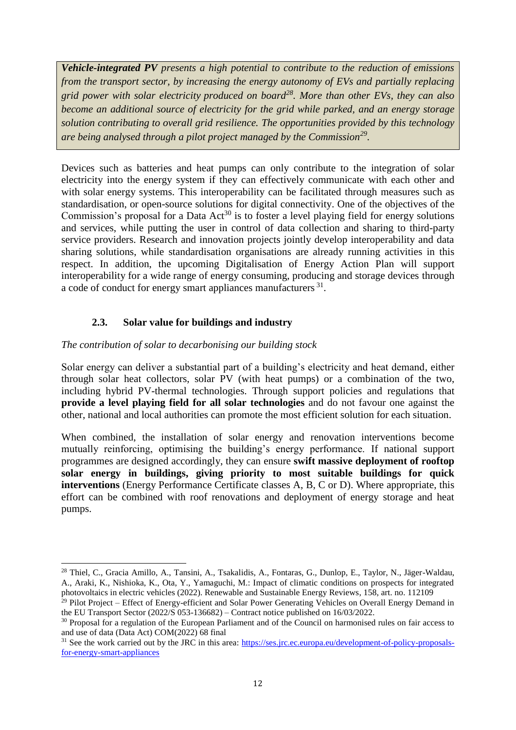***Vehicle-integrated PV*** *presents a high potential to contribute to the reduction of emissions from the transport sector, by increasing the energy autonomy of EVs and partially replacing grid power with solar electricity produced on board*[28]*. More than other EVs, they can also become an additional source of electricity for the grid while parked, and an energy storage solution contributing to overall grid resilience. The opportunities provided by this technology are being analysed through a pilot project managed by the Commission*[29]*.*

Devices such as batteries and heat pumps can only contribute to the integration of solar electricity into the energy system if they can effectively communicate with each other and with solar energy systems. This interoperability can be facilitated through measures such as standardisation, or open-source solutions for digital connectivity. One of the objectives of the Commission's proposal for a Data Act[30] is to foster a level playing field for energy solutions and services, while putting the user in control of data collection and sharing to third-party service providers. Research and innovation projects jointly develop interoperability and data sharing solutions, while standardisation organisations are already running activities in this respect. In addition, the upcoming Digitalisation of Energy Action Plan will support interoperability for a wide range of energy consuming, producing and storage devices through a code of conduct for energy smart appliances manufacturers [31].

### 2.3. Solar value for buildings and industry

*The contribution of solar to decarbonising our building stock*

Solar energy can deliver a substantial part of a building's electricity and heat demand, either through solar heat collectors, solar PV (with heat pumps) or a combination of the two, including hybrid PV-thermal technologies. Through support policies and regulations that **provide a level playing field for all solar technologies** and do not favour one against the other, national and local authorities can promote the most efficient solution for each situation.

When combined, the installation of solar energy and renovation interventions become mutually reinforcing, optimising the building's energy performance. If national support programmes are designed accordingly, they can ensure **swift massive deployment of rooftop solar energy in buildings, giving priority to most suitable buildings for quick interventions** (Energy Performance Certificate classes A, B, C or D). Where appropriate, this effort can be combined with roof renovations and deployment of energy storage and heat pumps.

---

[28] Thiel, C., Gracia Amillo, A., Tansini, A., Tsakalidis, A., Fontaras, G., Dunlop, E., Taylor, N., Jäger-Waldau, A., Araki, K., Nishioka, K., Ota, Y., Yamaguchi, M.: Impact of climatic conditions on prospects for integrated photovoltaics in electric vehicles (2022). Renewable and Sustainable Energy Reviews, 158, art. no. 112109

[29] Pilot Project – Effect of Energy-efficient and Solar Power Generating Vehicles on Overall Energy Demand in the EU Transport Sector (2022/S 053-136682) – Contract notice published on 16/03/2022.

[30] Proposal for a regulation of the European Parliament and of the Council on harmonised rules on fair access to and use of data (Data Act) COM(2022) 68 final

[31] See the work carried out by the JRC in this area: https://ses.jrc.ec.europa.eu/development-of-policy-proposals-for-energy-smart-appliances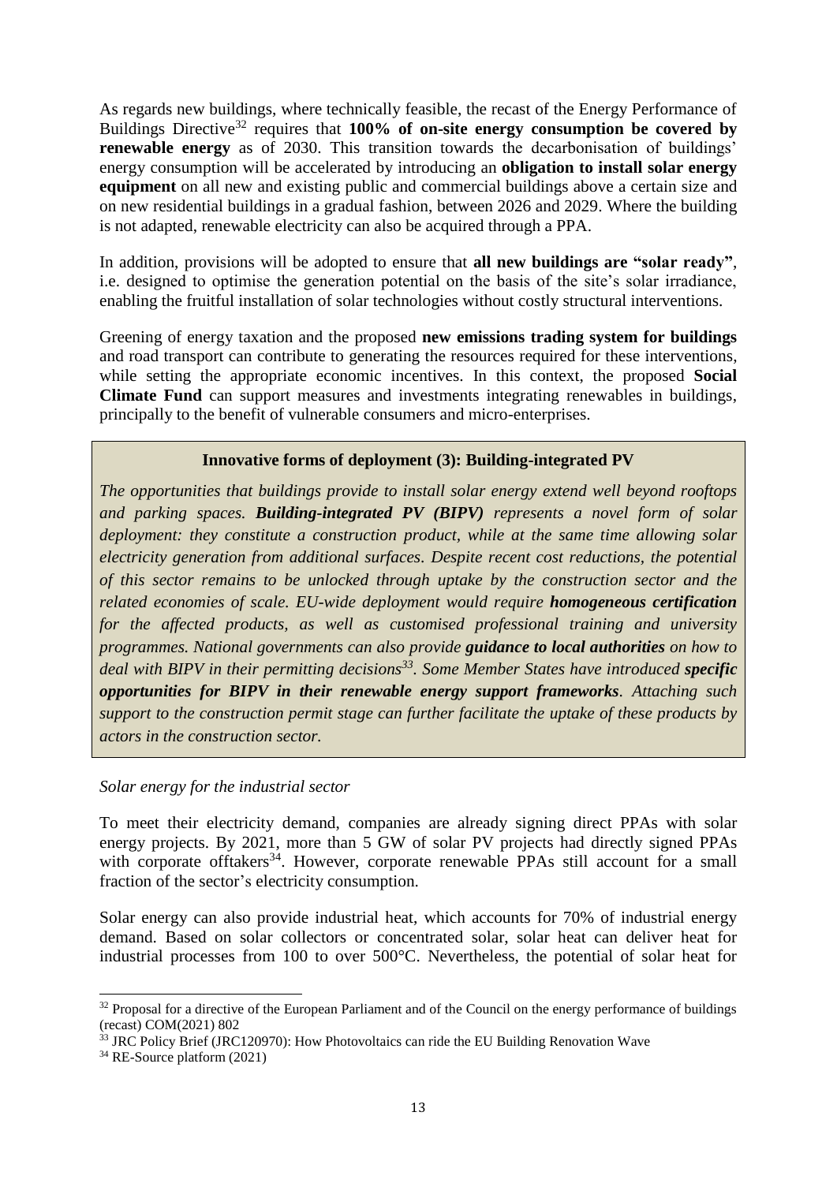As regards new buildings, where technically feasible, the recast of the Energy Performance of Buildings Directive[32] requires that **100% of on-site energy consumption be covered by renewable energy** as of 2030. This transition towards the decarbonisation of buildings' energy consumption will be accelerated by introducing an **obligation to install solar energy equipment** on all new and existing public and commercial buildings above a certain size and on new residential buildings in a gradual fashion, between 2026 and 2029. Where the building is not adapted, renewable electricity can also be acquired through a PPA.

In addition, provisions will be adopted to ensure that **all new buildings are "solar ready"**, i.e. designed to optimise the generation potential on the basis of the site's solar irradiance, enabling the fruitful installation of solar technologies without costly structural interventions.

Greening of energy taxation and the proposed **new emissions trading system for buildings** and road transport can contribute to generating the resources required for these interventions, while setting the appropriate economic incentives. In this context, the proposed **Social Climate Fund** can support measures and investments integrating renewables in buildings, principally to the benefit of vulnerable consumers and micro-enterprises.

> **Innovative forms of deployment (3): Building-integrated PV**
>
> *The opportunities that buildings provide to install solar energy extend well beyond rooftops and parking spaces.* ***Building-integrated PV (BIPV)*** *represents a novel form of solar deployment: they constitute a construction product, while at the same time allowing solar electricity generation from additional surfaces. Despite recent cost reductions, the potential of this sector remains to be unlocked through uptake by the construction sector and the related economies of scale. EU-wide deployment would require* ***homogeneous certification*** *for the affected products, as well as customised professional training and university programmes. National governments can also provide* ***guidance to local authorities*** *on how to deal with BIPV in their permitting decisions[33]. Some Member States have introduced* ***specific opportunities for BIPV in their renewable energy support frameworks****. Attaching such support to the construction permit stage can further facilitate the uptake of these products by actors in the construction sector.*

*Solar energy for the industrial sector*

To meet their electricity demand, companies are already signing direct PPAs with solar energy projects. By 2021, more than 5 GW of solar PV projects had directly signed PPAs with corporate offtakers[34]. However, corporate renewable PPAs still account for a small fraction of the sector's electricity consumption.

Solar energy can also provide industrial heat, which accounts for 70% of industrial energy demand. Based on solar collectors or concentrated solar, solar heat can deliver heat for industrial processes from 100 to over 500°C. Nevertheless, the potential of solar heat for

---

[32] Proposal for a directive of the European Parliament and of the Council on the energy performance of buildings (recast) COM(2021) 802

[33] JRC Policy Brief (JRC120970): How Photovoltaics can ride the EU Building Renovation Wave

[34] RE-Source platform (2021)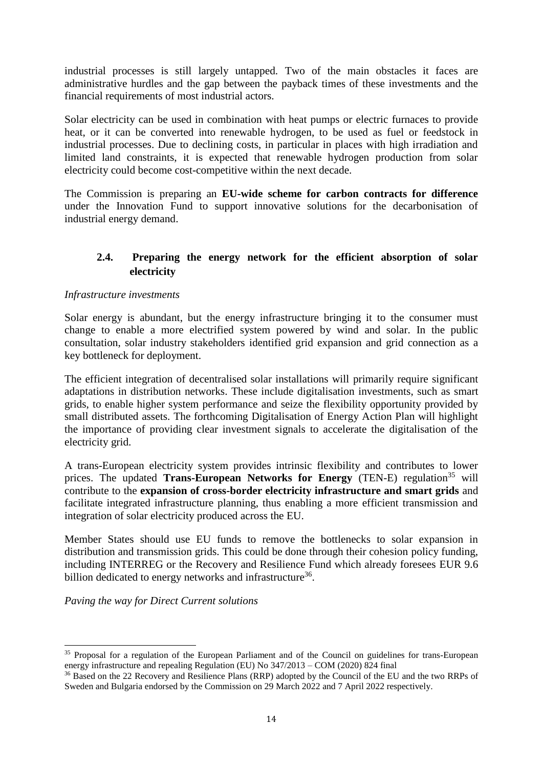industrial processes is still largely untapped. Two of the main obstacles it faces are administrative hurdles and the gap between the payback times of these investments and the financial requirements of most industrial actors.

Solar electricity can be used in combination with heat pumps or electric furnaces to provide heat, or it can be converted into renewable hydrogen, to be used as fuel or feedstock in industrial processes. Due to declining costs, in particular in places with high irradiation and limited land constraints, it is expected that renewable hydrogen production from solar electricity could become cost-competitive within the next decade.

The Commission is preparing an **EU-wide scheme for carbon contracts for difference** under the Innovation Fund to support innovative solutions for the decarbonisation of industrial energy demand.

### 2.4. Preparing the energy network for the efficient absorption of solar electricity

*Infrastructure investments*

Solar energy is abundant, but the energy infrastructure bringing it to the consumer must change to enable a more electrified system powered by wind and solar. In the public consultation, solar industry stakeholders identified grid expansion and grid connection as a key bottleneck for deployment.

The efficient integration of decentralised solar installations will primarily require significant adaptations in distribution networks. These include digitalisation investments, such as smart grids, to enable higher system performance and seize the flexibility opportunity provided by small distributed assets. The forthcoming Digitalisation of Energy Action Plan will highlight the importance of providing clear investment signals to accelerate the digitalisation of the electricity grid.

A trans-European electricity system provides intrinsic flexibility and contributes to lower prices. The updated **Trans-European Networks for Energy** (TEN-E) regulation[35] will contribute to the **expansion of cross-border electricity infrastructure and smart grids** and facilitate integrated infrastructure planning, thus enabling a more efficient transmission and integration of solar electricity produced across the EU.

Member States should use EU funds to remove the bottlenecks to solar expansion in distribution and transmission grids. This could be done through their cohesion policy funding, including INTERREG or the Recovery and Resilience Fund which already foresees EUR 9.6 billion dedicated to energy networks and infrastructure[36].

*Paving the way for Direct Current solutions*

---

[35] Proposal for a regulation of the European Parliament and of the Council on guidelines for trans-European energy infrastructure and repealing Regulation (EU) No 347/2013 – COM (2020) 824 final

[36] Based on the 22 Recovery and Resilience Plans (RRP) adopted by the Council of the EU and the two RRPs of Sweden and Bulgaria endorsed by the Commission on 29 March 2022 and 7 April 2022 respectively.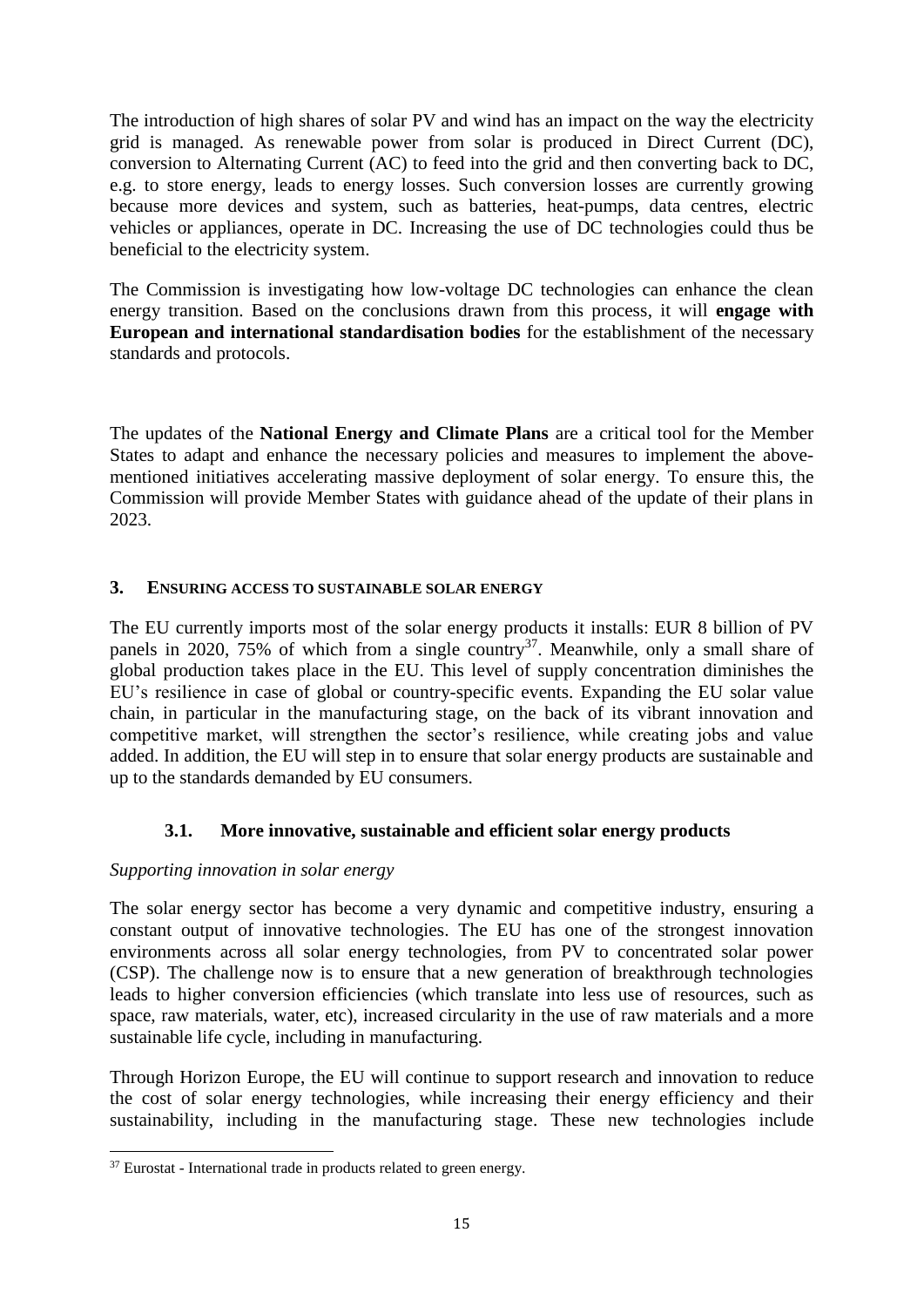The introduction of high shares of solar PV and wind has an impact on the way the electricity grid is managed. As renewable power from solar is produced in Direct Current (DC), conversion to Alternating Current (AC) to feed into the grid and then converting back to DC, e.g. to store energy, leads to energy losses. Such conversion losses are currently growing because more devices and system, such as batteries, heat-pumps, data centres, electric vehicles or appliances, operate in DC. Increasing the use of DC technologies could thus be beneficial to the electricity system.

The Commission is investigating how low-voltage DC technologies can enhance the clean energy transition. Based on the conclusions drawn from this process, it will **engage with European and international standardisation bodies** for the establishment of the necessary standards and protocols.

The updates of the **National Energy and Climate Plans** are a critical tool for the Member States to adapt and enhance the necessary policies and measures to implement the above-mentioned initiatives accelerating massive deployment of solar energy. To ensure this, the Commission will provide Member States with guidance ahead of the update of their plans in 2023.

## 3. ENSURING ACCESS TO SUSTAINABLE SOLAR ENERGY

The EU currently imports most of the solar energy products it installs: EUR 8 billion of PV panels in 2020, 75% of which from a single country[37]. Meanwhile, only a small share of global production takes place in the EU. This level of supply concentration diminishes the EU's resilience in case of global or country-specific events. Expanding the EU solar value chain, in particular in the manufacturing stage, on the back of its vibrant innovation and competitive market, will strengthen the sector's resilience, while creating jobs and value added. In addition, the EU will step in to ensure that solar energy products are sustainable and up to the standards demanded by EU consumers.

### 3.1. More innovative, sustainable and efficient solar energy products

*Supporting innovation in solar energy*

The solar energy sector has become a very dynamic and competitive industry, ensuring a constant output of innovative technologies. The EU has one of the strongest innovation environments across all solar energy technologies, from PV to concentrated solar power (CSP). The challenge now is to ensure that a new generation of breakthrough technologies leads to higher conversion efficiencies (which translate into less use of resources, such as space, raw materials, water, etc), increased circularity in the use of raw materials and a more sustainable life cycle, including in manufacturing.

Through Horizon Europe, the EU will continue to support research and innovation to reduce the cost of solar energy technologies, while increasing their energy efficiency and their sustainability, including in the manufacturing stage. These new technologies include

[37] Eurostat - International trade in products related to green energy.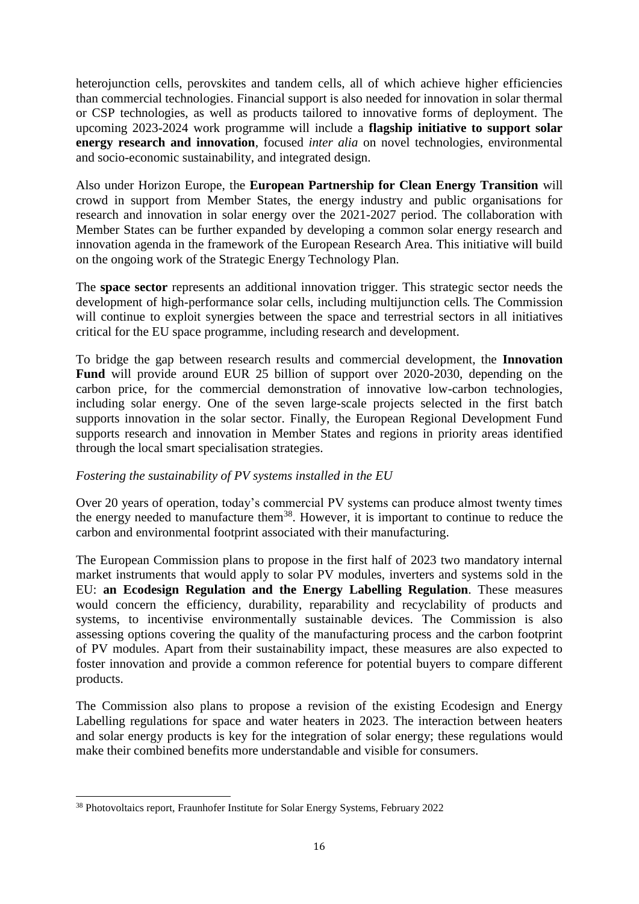heterojunction cells, perovskites and tandem cells, all of which achieve higher efficiencies than commercial technologies. Financial support is also needed for innovation in solar thermal or CSP technologies, as well as products tailored to innovative forms of deployment. The upcoming 2023-2024 work programme will include a **flagship initiative to support solar energy research and innovation**, focused *inter alia* on novel technologies, environmental and socio-economic sustainability, and integrated design.

Also under Horizon Europe, the **European Partnership for Clean Energy Transition** will crowd in support from Member States, the energy industry and public organisations for research and innovation in solar energy over the 2021-2027 period. The collaboration with Member States can be further expanded by developing a common solar energy research and innovation agenda in the framework of the European Research Area. This initiative will build on the ongoing work of the Strategic Energy Technology Plan.

The **space sector** represents an additional innovation trigger. This strategic sector needs the development of high-performance solar cells, including multijunction cells. The Commission will continue to exploit synergies between the space and terrestrial sectors in all initiatives critical for the EU space programme, including research and development.

To bridge the gap between research results and commercial development, the **Innovation Fund** will provide around EUR 25 billion of support over 2020-2030, depending on the carbon price, for the commercial demonstration of innovative low-carbon technologies, including solar energy. One of the seven large-scale projects selected in the first batch supports innovation in the solar sector. Finally, the European Regional Development Fund supports research and innovation in Member States and regions in priority areas identified through the local smart specialisation strategies.

*Fostering the sustainability of PV systems installed in the EU*

Over 20 years of operation, today's commercial PV systems can produce almost twenty times the energy needed to manufacture them[38]. However, it is important to continue to reduce the carbon and environmental footprint associated with their manufacturing.

The European Commission plans to propose in the first half of 2023 two mandatory internal market instruments that would apply to solar PV modules, inverters and systems sold in the EU: **an Ecodesign Regulation and the Energy Labelling Regulation**. These measures would concern the efficiency, durability, reparability and recyclability of products and systems, to incentivise environmentally sustainable devices. The Commission is also assessing options covering the quality of the manufacturing process and the carbon footprint of PV modules. Apart from their sustainability impact, these measures are also expected to foster innovation and provide a common reference for potential buyers to compare different products.

The Commission also plans to propose a revision of the existing Ecodesign and Energy Labelling regulations for space and water heaters in 2023. The interaction between heaters and solar energy products is key for the integration of solar energy; these regulations would make their combined benefits more understandable and visible for consumers.

---

[38] Photovoltaics report, Fraunhofer Institute for Solar Energy Systems, February 2022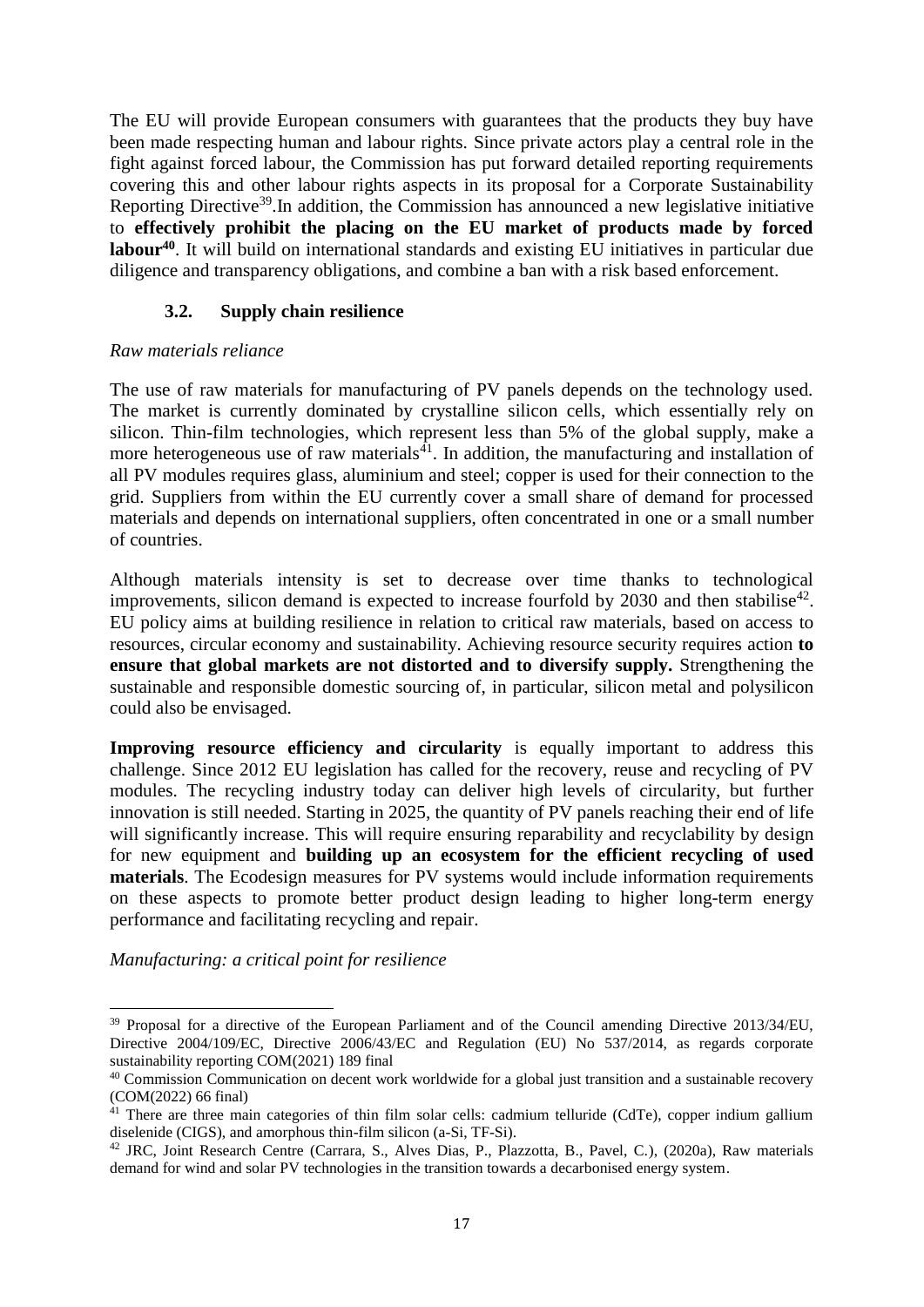The EU will provide European consumers with guarantees that the products they buy have been made respecting human and labour rights. Since private actors play a central role in the fight against forced labour, the Commission has put forward detailed reporting requirements covering this and other labour rights aspects in its proposal for a Corporate Sustainability Reporting Directive[39].In addition, the Commission has announced a new legislative initiative to **effectively prohibit the placing on the EU market of products made by forced labour[40]**. It will build on international standards and existing EU initiatives in particular due diligence and transparency obligations, and combine a ban with a risk based enforcement.

### 3.2. Supply chain resilience

*Raw materials reliance*

The use of raw materials for manufacturing of PV panels depends on the technology used. The market is currently dominated by crystalline silicon cells, which essentially rely on silicon. Thin-film technologies, which represent less than 5% of the global supply, make a more heterogeneous use of raw materials[41]. In addition, the manufacturing and installation of all PV modules requires glass, aluminium and steel; copper is used for their connection to the grid. Suppliers from within the EU currently cover a small share of demand for processed materials and depends on international suppliers, often concentrated in one or a small number of countries.

Although materials intensity is set to decrease over time thanks to technological improvements, silicon demand is expected to increase fourfold by 2030 and then stabilise[42]. EU policy aims at building resilience in relation to critical raw materials, based on access to resources, circular economy and sustainability. Achieving resource security requires action **to ensure that global markets are not distorted and to diversify supply.** Strengthening the sustainable and responsible domestic sourcing of, in particular, silicon metal and polysilicon could also be envisaged.

**Improving resource efficiency and circularity** is equally important to address this challenge. Since 2012 EU legislation has called for the recovery, reuse and recycling of PV modules. The recycling industry today can deliver high levels of circularity, but further innovation is still needed. Starting in 2025, the quantity of PV panels reaching their end of life will significantly increase. This will require ensuring reparability and recyclability by design for new equipment and **building up an ecosystem for the efficient recycling of used materials**. The Ecodesign measures for PV systems would include information requirements on these aspects to promote better product design leading to higher long-term energy performance and facilitating recycling and repair.

*Manufacturing: a critical point for resilience*

---

[39] Proposal for a directive of the European Parliament and of the Council amending Directive 2013/34/EU, Directive 2004/109/EC, Directive 2006/43/EC and Regulation (EU) No 537/2014, as regards corporate sustainability reporting COM(2021) 189 final

[40] Commission Communication on decent work worldwide for a global just transition and a sustainable recovery (COM(2022) 66 final)

[41] There are three main categories of thin film solar cells: cadmium telluride (CdTe), copper indium gallium diselenide (CIGS), and amorphous thin-film silicon (a-Si, TF-Si).

[42] JRC, Joint Research Centre (Carrara, S., Alves Dias, P., Plazzotta, B., Pavel, C.), (2020a), Raw materials demand for wind and solar PV technologies in the transition towards a decarbonised energy system.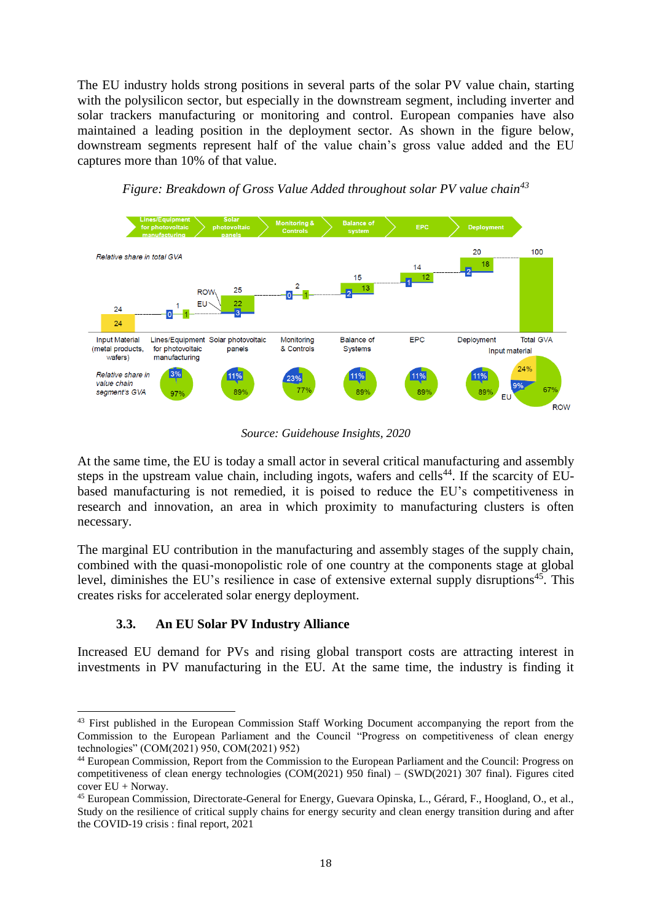The EU industry holds strong positions in several parts of the solar PV value chain, starting with the polysilicon sector, but especially in the downstream segment, including inverter and solar trackers manufacturing or monitoring and control. European companies have also maintained a leading position in the deployment sector. As shown in the figure below, downstream segments represent half of the value chain's gross value added and the EU captures more than 10% of that value.

*Figure: Breakdown of Gross Value Added throughout solar PV value chain*[43]

*Source: Guidehouse Insights, 2020*

At the same time, the EU is today a small actor in several critical manufacturing and assembly steps in the upstream value chain, including ingots, wafers and cells[44]. If the scarcity of EU-based manufacturing is not remedied, it is poised to reduce the EU's competitiveness in research and innovation, an area in which proximity to manufacturing clusters is often necessary.

The marginal EU contribution in the manufacturing and assembly stages of the supply chain, combined with the quasi-monopolistic role of one country at the components stage at global level, diminishes the EU's resilience in case of extensive external supply disruptions[45]. This creates risks for accelerated solar energy deployment.

### 3.3. An EU Solar PV Industry Alliance

Increased EU demand for PVs and rising global transport costs are attracting interest in investments in PV manufacturing in the EU. At the same time, the industry is finding it

---

[43] First published in the European Commission Staff Working Document accompanying the report from the Commission to the European Parliament and the Council "Progress on competitiveness of clean energy technologies" (COM(2021) 950, COM(2021) 952)

[44] European Commission, Report from the Commission to the European Parliament and the Council: Progress on competitiveness of clean energy technologies (COM(2021) 950 final) – (SWD(2021) 307 final). Figures cited cover EU + Norway.

[45] European Commission, Directorate-General for Energy, Guevara Opinska, L., Gérard, F., Hoogland, O., et al., Study on the resilience of critical supply chains for energy security and clean energy transition during and after the COVID-19 crisis : final report, 2021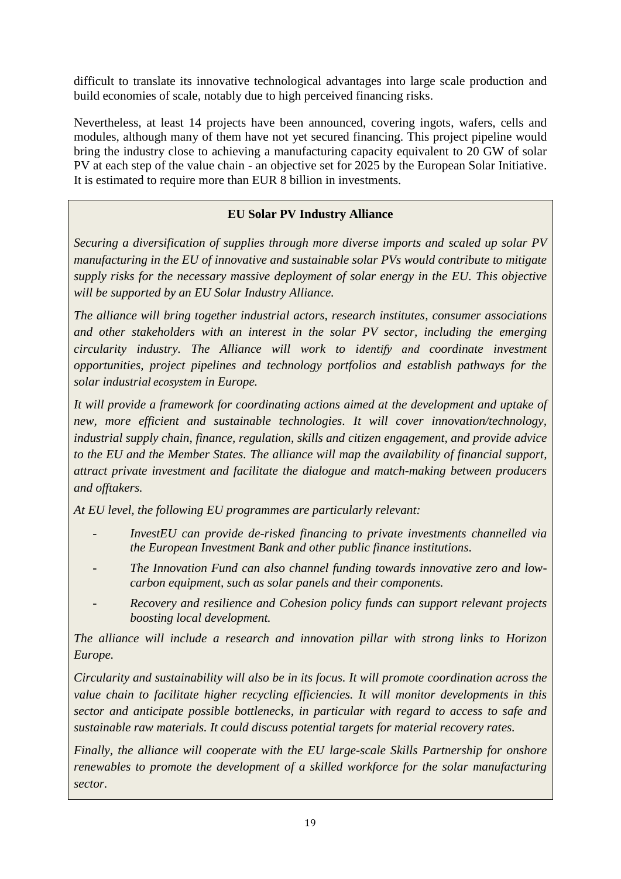difficult to translate its innovative technological advantages into large scale production and build economies of scale, notably due to high perceived financing risks.

Nevertheless, at least 14 projects have been announced, covering ingots, wafers, cells and modules, although many of them have not yet secured financing. This project pipeline would bring the industry close to achieving a manufacturing capacity equivalent to 20 GW of solar PV at each step of the value chain - an objective set for 2025 by the European Solar Initiative. It is estimated to require more than EUR 8 billion in investments.

**EU Solar PV Industry Alliance**

*Securing a diversification of supplies through more diverse imports and scaled up solar PV manufacturing in the EU of innovative and sustainable solar PVs would contribute to mitigate supply risks for the necessary massive deployment of solar energy in the EU. This objective will be supported by an EU Solar Industry Alliance.*

*The alliance will bring together industrial actors, research institutes, consumer associations and other stakeholders with an interest in the solar PV sector, including the emerging circularity industry. The Alliance will work to identify and coordinate investment opportunities, project pipelines and technology portfolios and establish pathways for the solar industrial ecosystem in Europe.*

*It will provide a framework for coordinating actions aimed at the development and uptake of new, more efficient and sustainable technologies. It will cover innovation/technology, industrial supply chain, finance, regulation, skills and citizen engagement, and provide advice to the EU and the Member States. The alliance will map the availability of financial support, attract private investment and facilitate the dialogue and match-making between producers and offtakers.*

*At EU level, the following EU programmes are particularly relevant:*

- *InvestEU can provide de-risked financing to private investments channelled via the European Investment Bank and other public finance institutions.*
- *The Innovation Fund can also channel funding towards innovative zero and low-carbon equipment, such as solar panels and their components.*
- *Recovery and resilience and Cohesion policy funds can support relevant projects boosting local development.*

*The alliance will include a research and innovation pillar with strong links to Horizon Europe.*

*Circularity and sustainability will also be in its focus. It will promote coordination across the value chain to facilitate higher recycling efficiencies. It will monitor developments in this sector and anticipate possible bottlenecks, in particular with regard to access to safe and sustainable raw materials. It could discuss potential targets for material recovery rates.*

*Finally, the alliance will cooperate with the EU large-scale Skills Partnership for onshore renewables to promote the development of a skilled workforce for the solar manufacturing sector.*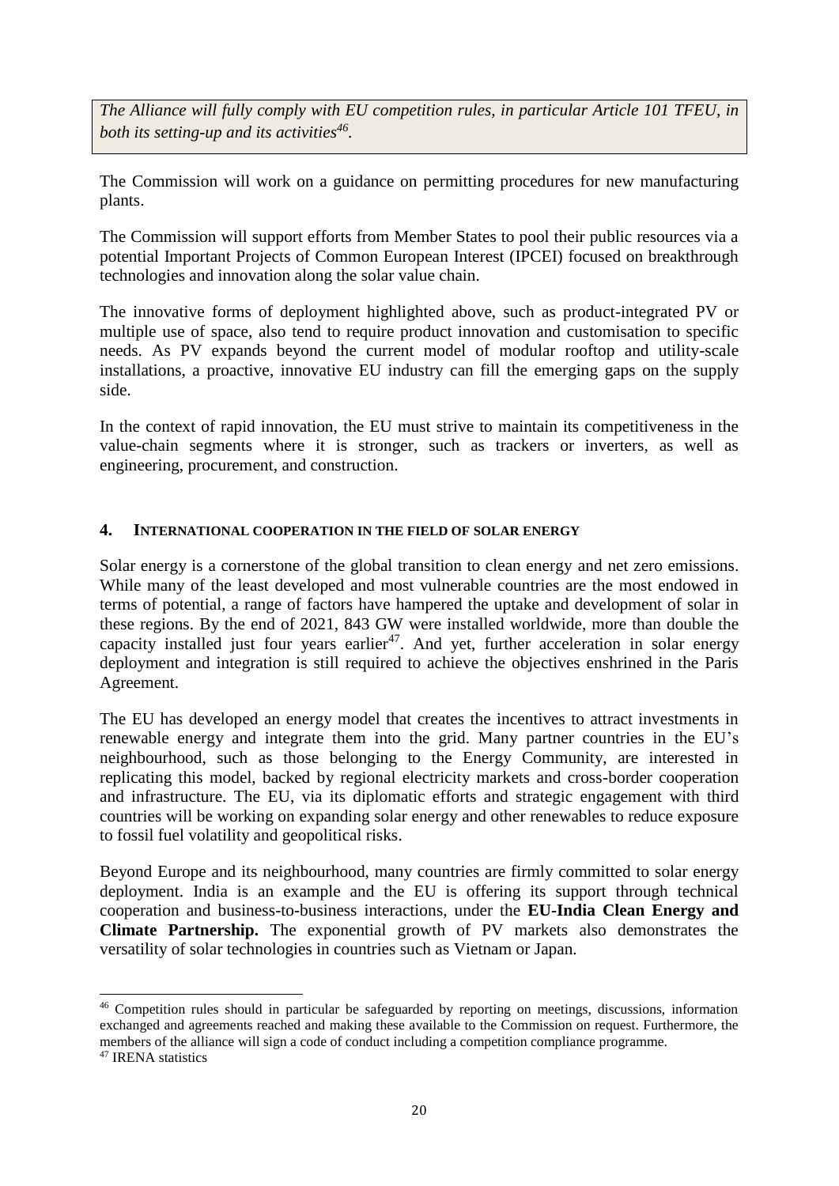*The Alliance will fully comply with EU competition rules, in particular Article 101 TFEU, in both its setting-up and its activities*[46]*.*

The Commission will work on a guidance on permitting procedures for new manufacturing plants.

The Commission will support efforts from Member States to pool their public resources via a potential Important Projects of Common European Interest (IPCEI) focused on breakthrough technologies and innovation along the solar value chain.

The innovative forms of deployment highlighted above, such as product-integrated PV or multiple use of space, also tend to require product innovation and customisation to specific needs. As PV expands beyond the current model of modular rooftop and utility-scale installations, a proactive, innovative EU industry can fill the emerging gaps on the supply side.

In the context of rapid innovation, the EU must strive to maintain its competitiveness in the value-chain segments where it is stronger, such as trackers or inverters, as well as engineering, procurement, and construction.

## 4. INTERNATIONAL COOPERATION IN THE FIELD OF SOLAR ENERGY

Solar energy is a cornerstone of the global transition to clean energy and net zero emissions. While many of the least developed and most vulnerable countries are the most endowed in terms of potential, a range of factors have hampered the uptake and development of solar in these regions. By the end of 2021, 843 GW were installed worldwide, more than double the capacity installed just four years earlier[47]. And yet, further acceleration in solar energy deployment and integration is still required to achieve the objectives enshrined in the Paris Agreement.

The EU has developed an energy model that creates the incentives to attract investments in renewable energy and integrate them into the grid. Many partner countries in the EU's neighbourhood, such as those belonging to the Energy Community, are interested in replicating this model, backed by regional electricity markets and cross-border cooperation and infrastructure. The EU, via its diplomatic efforts and strategic engagement with third countries will be working on expanding solar energy and other renewables to reduce exposure to fossil fuel volatility and geopolitical risks.

Beyond Europe and its neighbourhood, many countries are firmly committed to solar energy deployment. India is an example and the EU is offering its support through technical cooperation and business-to-business interactions, under the **EU-India Clean Energy and Climate Partnership.** The exponential growth of PV markets also demonstrates the versatility of solar technologies in countries such as Vietnam or Japan.

---

[46] Competition rules should in particular be safeguarded by reporting on meetings, discussions, information exchanged and agreements reached and making these available to the Commission on request. Furthermore, the members of the alliance will sign a code of conduct including a competition compliance programme.

[47] IRENA statistics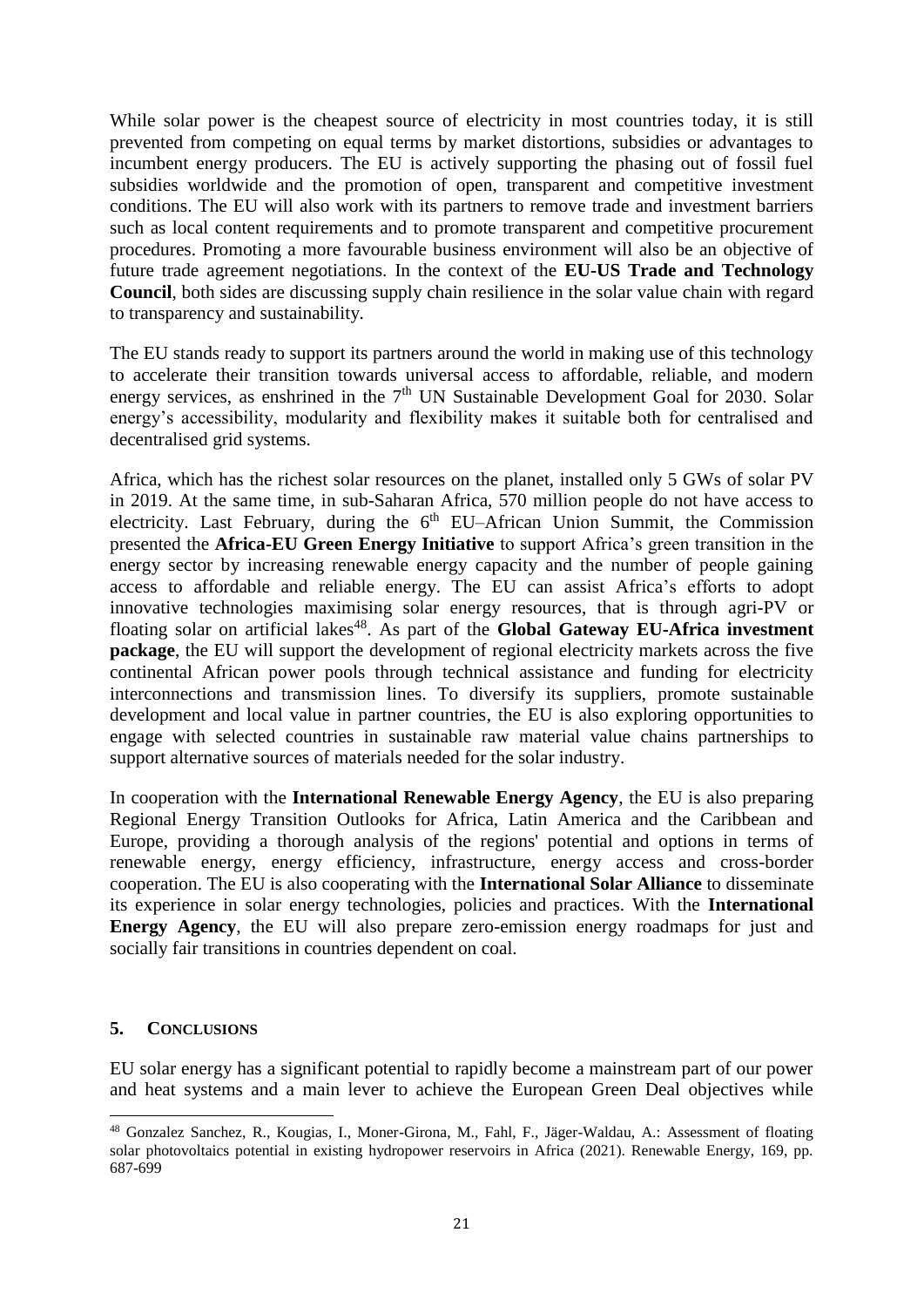While solar power is the cheapest source of electricity in most countries today, it is still prevented from competing on equal terms by market distortions, subsidies or advantages to incumbent energy producers. The EU is actively supporting the phasing out of fossil fuel subsidies worldwide and the promotion of open, transparent and competitive investment conditions. The EU will also work with its partners to remove trade and investment barriers such as local content requirements and to promote transparent and competitive procurement procedures. Promoting a more favourable business environment will also be an objective of future trade agreement negotiations. In the context of the **EU-US Trade and Technology Council**, both sides are discussing supply chain resilience in the solar value chain with regard to transparency and sustainability.

The EU stands ready to support its partners around the world in making use of this technology to accelerate their transition towards universal access to affordable, reliable, and modern energy services, as enshrined in the 7th UN Sustainable Development Goal for 2030. Solar energy's accessibility, modularity and flexibility makes it suitable both for centralised and decentralised grid systems.

Africa, which has the richest solar resources on the planet, installed only 5 GWs of solar PV in 2019. At the same time, in sub-Saharan Africa, 570 million people do not have access to electricity. Last February, during the 6th EU–African Union Summit, the Commission presented the **Africa-EU Green Energy Initiative** to support Africa's green transition in the energy sector by increasing renewable energy capacity and the number of people gaining access to affordable and reliable energy. The EU can assist Africa's efforts to adopt innovative technologies maximising solar energy resources, that is through agri-PV or floating solar on artificial lakes[48]. As part of the **Global Gateway EU-Africa investment package**, the EU will support the development of regional electricity markets across the five continental African power pools through technical assistance and funding for electricity interconnections and transmission lines. To diversify its suppliers, promote sustainable development and local value in partner countries, the EU is also exploring opportunities to engage with selected countries in sustainable raw material value chains partnerships to support alternative sources of materials needed for the solar industry.

In cooperation with the **International Renewable Energy Agency**, the EU is also preparing Regional Energy Transition Outlooks for Africa, Latin America and the Caribbean and Europe, providing a thorough analysis of the regions' potential and options in terms of renewable energy, energy efficiency, infrastructure, energy access and cross-border cooperation. The EU is also cooperating with the **International Solar Alliance** to disseminate its experience in solar energy technologies, policies and practices. With the **International Energy Agency**, the EU will also prepare zero-emission energy roadmaps for just and socially fair transitions in countries dependent on coal.

## 5. CONCLUSIONS

EU solar energy has a significant potential to rapidly become a mainstream part of our power and heat systems and a main lever to achieve the European Green Deal objectives while

[48] Gonzalez Sanchez, R., Kougias, I., Moner-Girona, M., Fahl, F., Jäger-Waldau, A.: Assessment of floating solar photovoltaics potential in existing hydropower reservoirs in Africa (2021). Renewable Energy, 169, pp. 687-699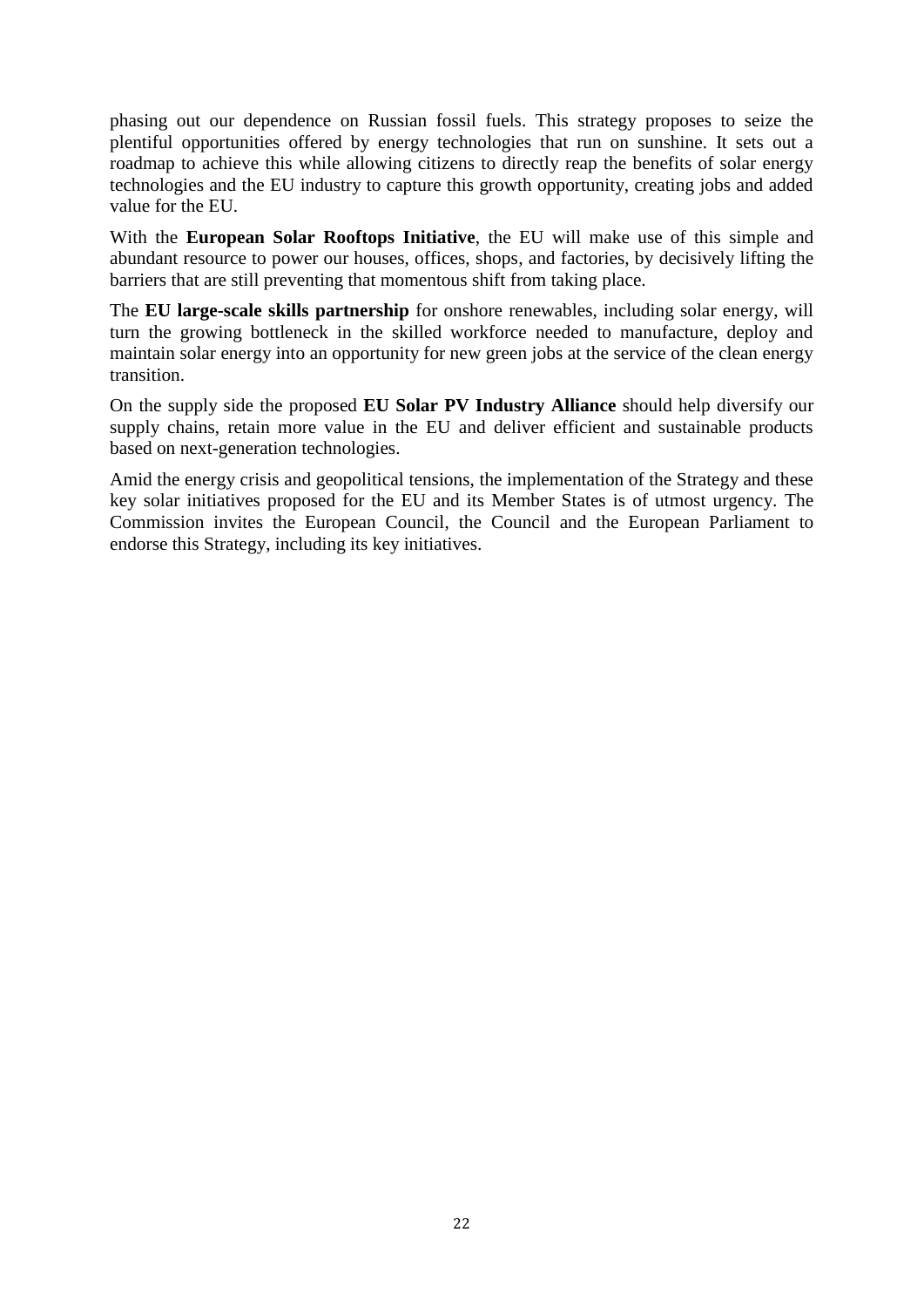phasing out our dependence on Russian fossil fuels. This strategy proposes to seize the plentiful opportunities offered by energy technologies that run on sunshine. It sets out a roadmap to achieve this while allowing citizens to directly reap the benefits of solar energy technologies and the EU industry to capture this growth opportunity, creating jobs and added value for the EU.

With the **European Solar Rooftops Initiative**, the EU will make use of this simple and abundant resource to power our houses, offices, shops, and factories, by decisively lifting the barriers that are still preventing that momentous shift from taking place.

The **EU large-scale skills partnership** for onshore renewables, including solar energy, will turn the growing bottleneck in the skilled workforce needed to manufacture, deploy and maintain solar energy into an opportunity for new green jobs at the service of the clean energy transition.

On the supply side the proposed **EU Solar PV Industry Alliance** should help diversify our supply chains, retain more value in the EU and deliver efficient and sustainable products based on next-generation technologies.

Amid the energy crisis and geopolitical tensions, the implementation of the Strategy and these key solar initiatives proposed for the EU and its Member States is of utmost urgency. The Commission invites the European Council, the Council and the European Parliament to endorse this Strategy, including its key initiatives.